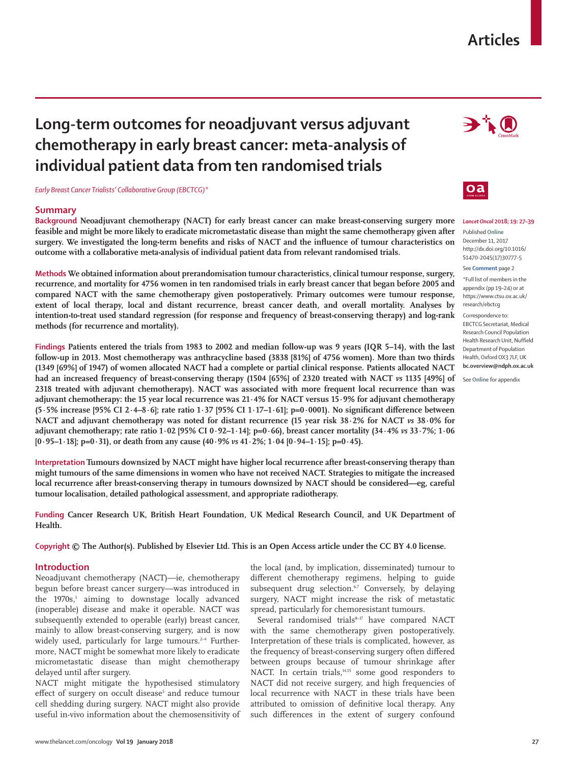# Long-term outcomes for neoadjuvant versus adjuvant chemotherapy in early breast cancer: meta-analysis of individual patient data from ten randomised trials

*Early Breast Cancer Trialists' Collaborative Group (EBCTCG)**

*Lancet Oncol* 2018; 19: 27–39

Published Online December 11, 2017 http://dx.doi.org/10.1016/S1470-2045(17)30777-5

See Comment page 2

*Full list of members in the appendix (pp 19–24) or at https://www.ctsu.ox.ac.uk/research/ebctcg

Correspondence to: EBCTCG Secretariat, Medical Research Council Population Health Research Unit, Nuffield Department of Population Health, Oxford OX3 7LF, UK **bc.overview@ndph.ox.ac.uk**

See **Online** for appendix

## Summary

**Background** Neoadjuvant chemotherapy (NACT) for early breast cancer can make breast-conserving surgery more feasible and might be more likely to eradicate micrometastatic disease than might the same chemotherapy given after surgery. We investigated the long-term benefits and risks of NACT and the influence of tumour characteristics on outcome with a collaborative meta-analysis of individual patient data from relevant randomised trials.

**Methods** We obtained information about prerandomisation tumour characteristics, clinical tumour response, surgery, recurrence, and mortality for 4756 women in ten randomised trials in early breast cancer that began before 2005 and compared NACT with the same chemotherapy given postoperatively. Primary outcomes were tumour response, extent of local therapy, local and distant recurrence, breast cancer death, and overall mortality. Analyses by intention-to-treat used standard regression (for response and frequency of breast-conserving therapy) and log-rank methods (for recurrence and mortality).

**Findings** Patients entered the trials from 1983 to 2002 and median follow-up was 9 years (IQR 5–14), with the last follow-up in 2013. Most chemotherapy was anthracycline based (3838 [81%] of 4756 women). More than two thirds (1349 [69%] of 1947) of women allocated NACT had a complete or partial clinical response. Patients allocated NACT had an increased frequency of breast-conserving therapy (1504 [65%] of 2320 treated with NACT *vs* 1135 [49%] of 2318 treated with adjuvant chemotherapy). NACT was associated with more frequent local recurrence than was adjuvant chemotherapy: the 15 year local recurrence was 21·4% for NACT versus 15·9% for adjuvant chemotherapy (5·5% increase [95% CI 2·4–8·6]; rate ratio 1·37 [95% CI 1·17–1·61]; p=0·0001). No significant difference between NACT and adjuvant chemotherapy was noted for distant recurrence (15 year risk 38·2% for NACT *vs* 38·0% for adjuvant chemotherapy; rate ratio 1·02 [95% CI 0·92–1·14]; p=0·66), breast cancer mortality (34·4% *vs* 33·7%; 1·06 [0·95–1·18]; p=0·31), or death from any cause (40·9% *vs* 41·2%; 1·04 [0·94–1·15]; p=0·45).

**Interpretation** Tumours downsized by NACT might have higher local recurrence after breast-conserving therapy than might tumours of the same dimensions in women who have not received NACT. Strategies to mitigate the increased local recurrence after breast-conserving therapy in tumours downsized by NACT should be considered—eg, careful tumour localisation, detailed pathological assessment, and appropriate radiotherapy.

**Funding** Cancer Research UK, British Heart Foundation, UK Medical Research Council, and UK Department of Health.

**Copyright** © The Author(s). Published by Elsevier Ltd. This is an Open Access article under the CC BY 4.0 license.

## Introduction

Neoadjuvant chemotherapy (NACT)—ie, chemotherapy begun before breast cancer surgery—was introduced in the 1970s,[1] aiming to downstage locally advanced (inoperable) disease and make it operable. NACT was subsequently extended to operable (early) breast cancer, mainly to allow breast-conserving surgery, and is now widely used, particularly for large tumours.[2–4] Furthermore, NACT might be somewhat more likely to eradicate micrometastatic disease than might chemotherapy delayed until after surgery.

NACT might mitigate the hypothesised stimulatory effect of surgery on occult disease[5] and reduce tumour cell shedding during surgery. NACT might also provide useful in-vivo information about the chemosensitivity of the local (and, by implication, disseminated) tumour to different chemotherapy regimens, helping to guide subsequent drug selection.[6,7] Conversely, by delaying surgery, NACT might increase the risk of metastatic spread, particularly for chemoresistant tumours.

Several randomised trials[8–17] have compared NACT with the same chemotherapy given postoperatively. Interpretation of these trials is complicated, however, as the frequency of breast-conserving surgery often differed between groups because of tumour shrinkage after NACT. In certain trials,[14,15] some good responders to NACT did not receive surgery, and high frequencies of local recurrence with NACT in these trials have been attributed to omission of definitive local therapy. Any such differences in the extent of surgery confound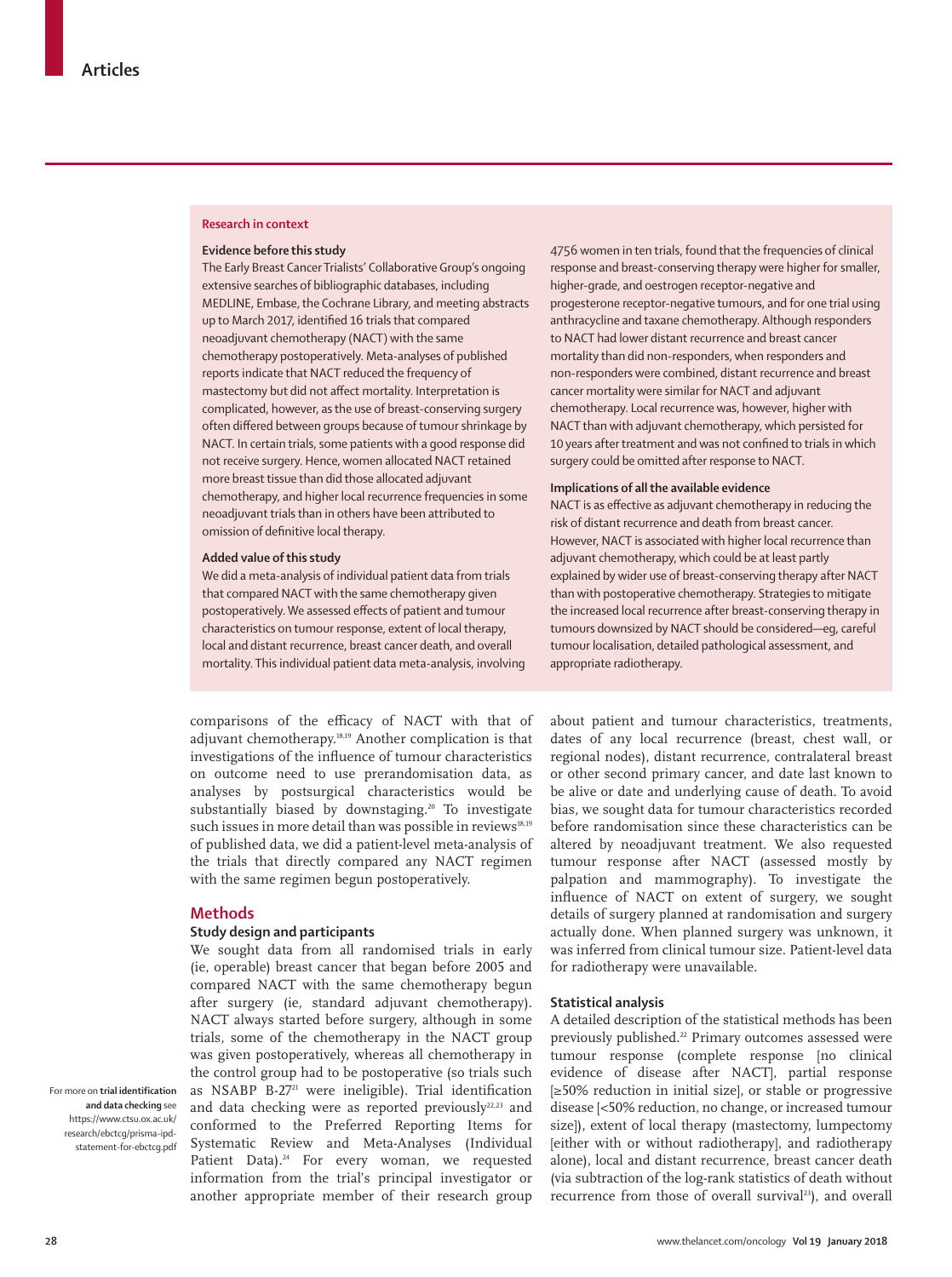## Research in context

### Evidence before this study

The Early Breast Cancer Trialists' Collaborative Group's ongoing extensive searches of bibliographic databases, including MEDLINE, Embase, the Cochrane Library, and meeting abstracts up to March 2017, identified 16 trials that compared neoadjuvant chemotherapy (NACT) with the same chemotherapy postoperatively. Meta-analyses of published reports indicate that NACT reduced the frequency of mastectomy but did not affect mortality. Interpretation is complicated, however, as the use of breast-conserving surgery often differed between groups because of tumour shrinkage by NACT. In certain trials, some patients with a good response did not receive surgery. Hence, women allocated NACT retained more breast tissue than did those allocated adjuvant chemotherapy, and higher local recurrence frequencies in some neoadjuvant trials than in others have been attributed to omission of definitive local therapy.

### Added value of this study

We did a meta-analysis of individual patient data from trials that compared NACT with the same chemotherapy given postoperatively. We assessed effects of patient and tumour characteristics on tumour response, extent of local therapy, local and distant recurrence, breast cancer death, and overall mortality. This individual patient data meta-analysis, involving 4756 women in ten trials, found that the frequencies of clinical response and breast-conserving therapy were higher for smaller, higher-grade, and oestrogen receptor-negative and progesterone receptor-negative tumours, and for one trial using anthracycline and taxane chemotherapy. Although responders to NACT had lower distant recurrence and breast cancer mortality than did non-responders, when responders and non-responders were combined, distant recurrence and breast cancer mortality were similar for NACT and adjuvant chemotherapy. Local recurrence was, however, higher with NACT than with adjuvant chemotherapy, which persisted for 10 years after treatment and was not confined to trials in which surgery could be omitted after response to NACT.

### Implications of all the available evidence

NACT is as effective as adjuvant chemotherapy in reducing the risk of distant recurrence and death from breast cancer. However, NACT is associated with higher local recurrence than adjuvant chemotherapy, which could be at least partly explained by wider use of breast-conserving therapy after NACT than with postoperative chemotherapy. Strategies to mitigate the increased local recurrence after breast-conserving therapy in tumours downsized by NACT should be considered—eg, careful tumour localisation, detailed pathological assessment, and appropriate radiotherapy.

comparisons of the efficacy of NACT with that of adjuvant chemotherapy.[18,19] Another complication is that investigations of the influence of tumour characteristics on outcome need to use prerandomisation data, as analyses by postsurgical characteristics would be substantially biased by downstaging.[20] To investigate such issues in more detail than was possible in reviews[18,19] of published data, we did a patient-level meta-analysis of the trials that directly compared any NACT regimen with the same regimen begun postoperatively.

## Methods

### Study design and participants

We sought data from all randomised trials in early (ie, operable) breast cancer that began before 2005 and compared NACT with the same chemotherapy begun after surgery (ie, standard adjuvant chemotherapy). NACT always started before surgery, although in some trials, some of the chemotherapy in the NACT group was given postoperatively, whereas all chemotherapy in the control group had to be postoperative (so trials such as NSABP B-27[21] were ineligible). Trial identification and data checking were as reported previously[22,23] and conformed to the Preferred Reporting Items for Systematic Review and Meta-Analyses (Individual Patient Data).[24] For every woman, we requested information from the trial's principal investigator or another appropriate member of their research group about patient and tumour characteristics, treatments, dates of any local recurrence (breast, chest wall, or regional nodes), distant recurrence, contralateral breast or other second primary cancer, and date last known to be alive or date and underlying cause of death. To avoid bias, we sought data for tumour characteristics recorded before randomisation since these characteristics can be altered by neoadjuvant treatment. We also requested tumour response after NACT (assessed mostly by palpation and mammography). To investigate the influence of NACT on extent of surgery, we sought details of surgery planned at randomisation and surgery actually done. When planned surgery was unknown, it was inferred from clinical tumour size. Patient-level data for radiotherapy were unavailable.

For more on **trial identification and data checking** see https://www.ctsu.ox.ac.uk/research/ebctcg/prisma-ipd-statement-for-ebctcg.pdf

### Statistical analysis

A detailed description of the statistical methods has been previously published.[22] Primary outcomes assessed were tumour response (complete response [no clinical evidence of disease after NACT], partial response [≥50% reduction in initial size], or stable or progressive disease [<50% reduction, no change, or increased tumour size]), extent of local therapy (mastectomy, lumpectomy [either with or without radiotherapy], and radiotherapy alone), local and distant recurrence, breast cancer death (via subtraction of the log-rank statistics of death without recurrence from those of overall survival[23]), and overall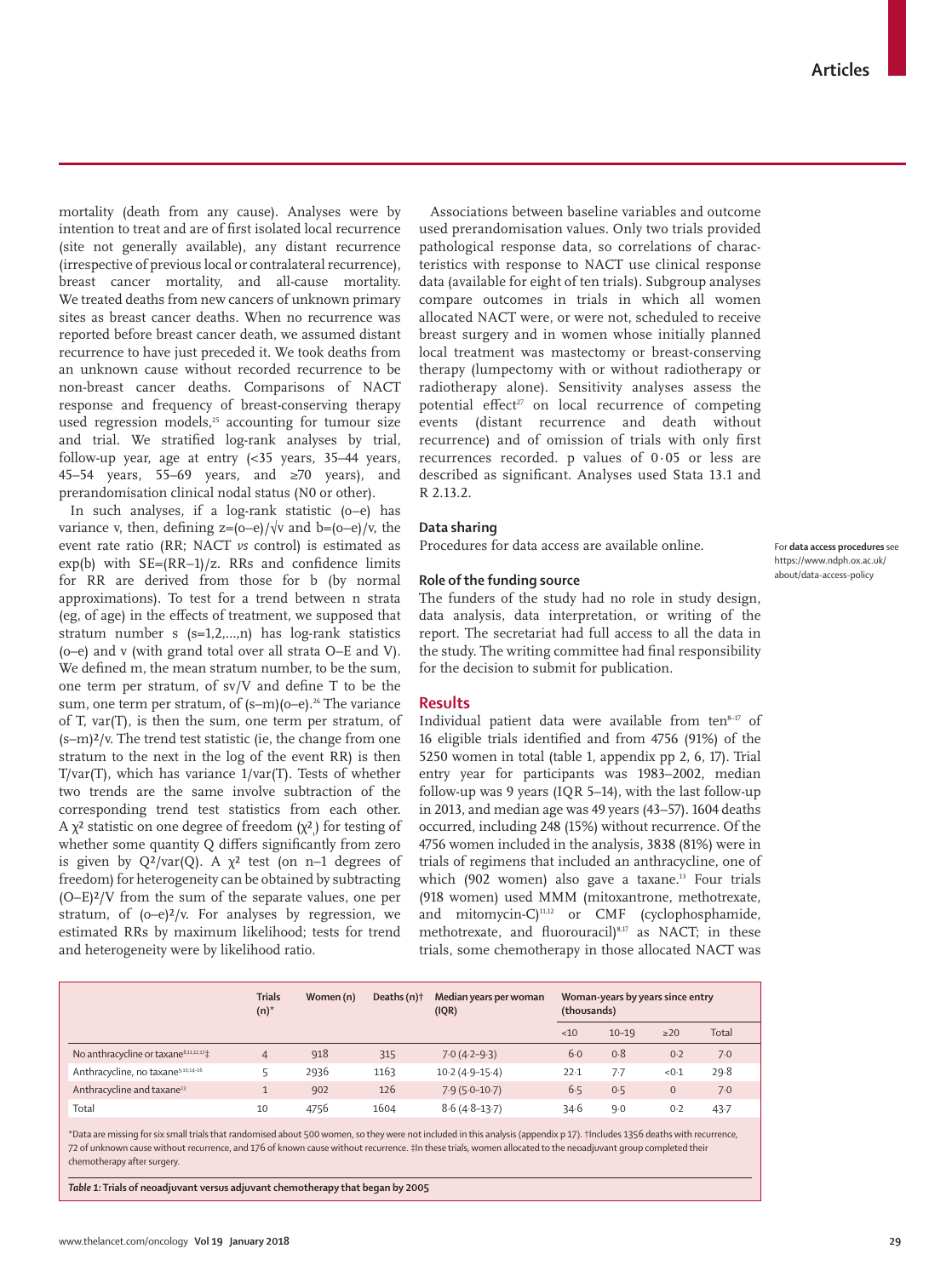mortality (death from any cause). Analyses were by intention to treat and are of first isolated local recurrence (site not generally available), any distant recurrence (irrespective of previous local or contralateral recurrence), breast cancer mortality, and all-cause mortality. We treated deaths from new cancers of unknown primary sites as breast cancer deaths. When no recurrence was reported before breast cancer death, we assumed distant recurrence to have just preceded it. We took deaths from an unknown cause without recorded recurrence to be non-breast cancer deaths. Comparisons of NACT response and frequency of breast-conserving therapy used regression models,[25] accounting for tumour size and trial. We stratified log-rank analyses by trial, follow-up year, age at entry (<35 years, 35–44 years, 45–54 years, 55–69 years, and ≥70 years), and prerandomisation clinical nodal status (N0 or other).

In such analyses, if a log-rank statistic (o–e) has variance v, then, defining $z=(o-e)/\sqrt{v}$ and $b=(o-e)/v$, the event rate ratio (RR; NACT *vs* control) is estimated as $\exp(b)$ with $SE=(RR-1)/z$. RRs and confidence limits for RR are derived from those for b (by normal approximations). To test for a trend between n strata (eg, of age) in the effects of treatment, we supposed that stratum number s (s=1,2,…,n) has log-rank statistics (o–e) and v (with grand total over all strata O–E and V). We defined m, the mean stratum number, to be the sum, one term per stratum, of sv/V and define T to be the sum, one term per stratum, of (s–m)(o–e).[26] The variance of T, var(T), is then the sum, one term per stratum, of $(s-m)^2/v$. The trend test statistic (ie, the change from one stratum to the next in the log of the event RR) is then T/var(T), which has variance 1/var(T). Tests of whether two trends are the same involve subtraction of the corresponding trend test statistics from each other. A $\chi^2$ statistic on one degree of freedom ($\chi^2_1$) for testing of whether some quantity Q differs significantly from zero is given by $Q^2/\text{var}(Q)$. A $\chi^2$ test (on n–1 degrees of freedom) for heterogeneity can be obtained by subtracting $(O-E)^2/V$ from the sum of the separate values, one per stratum, of $(o-e)^2/v$. For analyses by regression, we estimated RRs by maximum likelihood; tests for trend and heterogeneity were by likelihood ratio.

Associations between baseline variables and outcome used prerandomisation values. Only two trials provided pathological response data, so correlations of characteristics with response to NACT use clinical response data (available for eight of ten trials). Subgroup analyses compare outcomes in trials in which all women allocated NACT were, or were not, scheduled to receive breast surgery and in women whose initially planned local treatment was mastectomy or breast-conserving therapy (lumpectomy with or without radiotherapy or radiotherapy alone). Sensitivity analyses assess the potential effect[27] on local recurrence of competing events (distant recurrence and death without recurrence) and of omission of trials with only first recurrences recorded. p values of 0·05 or less are described as significant. Analyses used Stata 13.1 and R 2.13.2.

## Data sharing

Procedures for data access are available online.

For **data access procedures** see https://www.ndph.ox.ac.uk/about/data-access-policy

## Role of the funding source

The funders of the study had no role in study design, data analysis, data interpretation, or writing of the report. The secretariat had full access to all the data in the study. The writing committee had final responsibility for the decision to submit for publication.

## Results

Individual patient data were available from ten[8–17] of 16 eligible trials identified and from 4756 (91%) of the 5250 women in total (table 1, appendix pp 2, 6, 17). Trial entry year for participants was 1983–2002, median follow-up was 9 years (IQR 5–14), with the last follow-up in 2013, and median age was 49 years (43–57). 1604 deaths occurred, including 248 (15%) without recurrence. Of the 4756 women included in the analysis, 3838 (81%) were in trials of regimens that included an anthracycline, one of which (902 women) also gave a taxane.[13] Four trials (918 women) used MMM (mitoxantrone, methotrexate, and mitomycin-C)[11,12] or CMF (cyclophosphamide, methotrexate, and fluorouracil)[8,17] as NACT; in these trials, some chemotherapy in those allocated NACT was

| | Trials (n)* | Women (n) | Deaths (n)† | Median years per woman (IQR) | Woman-years by years since entry (thousands) | | | |
|---|---|---|---|---|---|---|---|---|
| | | | | | <10 | 10–19 | ≥20 | Total |
| No anthracycline or taxane[8,11,12,17]‡ | 4 | 918 | 315 | 7·0 (4·2–9·3) | 6·0 | 0·8 | 0·2 | 7·0 |
| Anthracycline, no taxane[9,10,14–16] | 5 | 2936 | 1163 | 10·2 (4·9–15·4) | 22·1 | 7·7 | <0·1 | 29·8 |
| Anthracycline and taxane[13] | 1 | 902 | 126 | 7·9 (5·0–10·7) | 6·5 | 0·5 | 0 | 7·0 |
| Total | 10 | 4756 | 1604 | 8·6 (4·8–13·7) | 34·6 | 9·0 | 0·2 | 43·7 |

*Data are missing for six small trials that randomised about 500 women, so they were not included in this analysis (appendix p 17). †Includes 1356 deaths with recurrence, 72 of unknown cause without recurrence, and 176 of known cause without recurrence. ‡In these trials, women allocated to the neoadjuvant group completed their chemotherapy after surgery.

*Table 1:* **Trials of neoadjuvant versus adjuvant chemotherapy that began by 2005**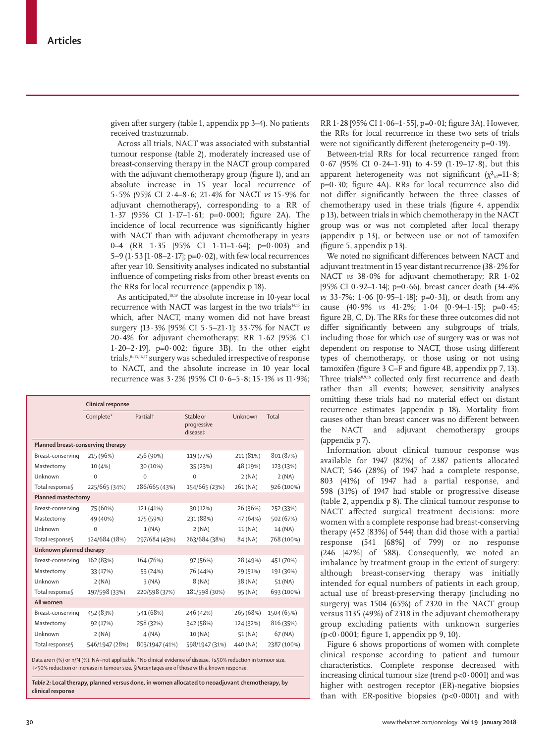given after surgery (table 1, appendix pp 3–4). No patients received trastuzumab.

Across all trials, NACT was associated with substantial tumour response (table 2), moderately increased use of breast-conserving therapy in the NACT group compared with the adjuvant chemotherapy group (figure 1), and an absolute increase in 15 year local recurrence of 5·5% (95% CI 2·4–8·6; 21·4% for NACT *vs* 15·9% for adjuvant chemotherapy), corresponding to a RR of 1·37 (95% CI 1·17–1·61; p=0·0001; figure 2A). The incidence of local recurrence was significantly higher with NACT than with adjuvant chemotherapy in years 0–4 (RR 1·35 [95% CI 1·11–1·64]; p=0·003) and 5–9 (1·53 [1·08–2·17]; p=0·02), with few local recurrences after year 10. Sensitivity analyses indicated no substantial influence of competing risks from other breast events on the RRs for local recurrence (appendix p 18).

As anticipated,[18,19] the absolute increase in 10-year local recurrence with NACT was largest in the two trials[14,15] in which, after NACT, many women did not have breast surgery (13·3% [95% CI 5·5–21·1]; 33·7% for NACT *vs* 20·4% for adjuvant chemotherapy; RR 1·62 [95% CI 1·20–2·19], p=0·002; figure 3B). In the other eight trials,[8–13,16,17] surgery was scheduled irrespective of response to NACT, and the absolute increase in 10 year local recurrence was 3·2% (95% CI 0·6–5·8; 15·1% *vs* 11·9%; RR 1·28 [95% CI 1·06–1·55], p=0·01; figure 3A). However, the RRs for local recurrence in these two sets of trials were not significantly different (heterogeneity p=0·19).

Between-trial RRs for local recurrence ranged from 0·67 (95% CI 0·24–1·91) to 4·59 (1·19–17·8), but this apparent heterogeneity was not significant ($\chi^2_{10}$=11·8; p=0·30; figure 4A). RRs for local recurrence also did not differ significantly between the three classes of chemotherapy used in these trials (figure 4, appendix p 13), between trials in which chemotherapy in the NACT group was or was not completed after local therapy (appendix p 13), or between use or not of tamoxifen (figure 5, appendix p 13).

We noted no significant differences between NACT and adjuvant treatment in 15 year distant recurrence (38·2% for NACT *vs* 38·0% for adjuvant chemotherapy; RR 1·02 [95% CI 0·92–1·14]; p=0·66), breast cancer death (34·4% *vs* 33·7%; 1·06 [0·95–1·18]; p=0·31), or death from any cause (40·9% *vs* 41·2%; 1·04 [0·94–1·15]; p=0·45; figure 2B, C, D). The RRs for these three outcomes did not differ significantly between any subgroups of trials, including those for which use of surgery was or was not dependent on response to NACT, those using different types of chemotherapy, or those using or not using tamoxifen (figure 3 C–F and figure 4B, appendix pp 7, 13). Three trials[8,9,16] collected only first recurrence and death rather than all events; however, sensitivity analyses omitting these trials had no material effect on distant recurrence estimates (appendix p 18). Mortality from causes other than breast cancer was no different between the NACT and adjuvant chemotherapy groups (appendix p 7).

Information about clinical tumour response was available for 1947 (82%) of 2387 patients allocated NACT; 546 (28%) of 1947 had a complete response, 803 (41%) of 1947 had a partial response, and 598 (31%) of 1947 had stable or progressive disease (table 2, appendix p 8). The clinical tumour response to NACT affected surgical treatment decisions: more women with a complete response had breast-conserving therapy (452 [83%] of 544) than did those with a partial response (541 [68%] of 799) or no response (246 [42%] of 588). Consequently, we noted an imbalance by treatment group in the extent of surgery: although breast-conserving therapy was initially intended for equal numbers of patients in each group, actual use of breast-preserving therapy (including no surgery) was 1504 (65%) of 2320 in the NACT group versus 1135 (49%) of 2318 in the adjuvant chemotherapy group excluding patients with unknown surgeries (p<0·0001; figure 1, appendix pp 9, 10).

Figure 6 shows proportions of women with complete clinical response according to patient and tumour characteristics. Complete response decreased with increasing clinical tumour size (trend p<0·0001) and was higher with oestrogen receptor (ER)-negative biopsies than with ER-positive biopsies (p<0·0001) and with

| | Clinical response | | | | |
|---|---|---|---|---|---|
| | Complete* | Partial† | Stable or progressive disease‡ | Unknown | Total |
| **Planned breast-conserving therapy** | | | | | |
| Breast-conserving | 215 (96%) | 256 (90%) | 119 (77%) | 211 (81%) | 801 (87%) |
| Mastectomy | 10 (4%) | 30 (10%) | 35 (23%) | 48 (19%) | 123 (13%) |
| Unknown | 0 | 0 | 0 | 2 (NA) | 2 (NA) |
| Total response§ | 225/665 (34%) | 286/665 (43%) | 154/665 (23%) | 261 (NA) | 926 (100%) |
| **Planned mastectomy** | | | | | |
| Breast-conserving | 75 (60%) | 121 (41%) | 30 (12%) | 26 (36%) | 252 (33%) |
| Mastectomy | 49 (40%) | 175 (59%) | 231 (88%) | 47 (64%) | 502 (67%) |
| Unknown | 0 | 1 (NA) | 2 (NA) | 11 (NA) | 14 (NA) |
| Total response§ | 124/684 (18%) | 297/684 (43%) | 263/684 (38%) | 84 (NA) | 768 (100%) |
| **Unknown planned therapy** | | | | | |
| Breast-conserving | 162 (83%) | 164 (76%) | 97 (56%) | 28 (49%) | 451 (70%) |
| Mastectomy | 33 (17%) | 53 (24%) | 76 (44%) | 29 (51%) | 191 (30%) |
| Unknown | 2 (NA) | 3 (NA) | 8 (NA) | 38 (NA) | 51 (NA) |
| Total response§ | 197/598 (33%) | 220/598 (37%) | 181/598 (30%) | 95 (NA) | 693 (100%) |
| **All women** | | | | | |
| Breast-conserving | 452 (83%) | 541 (68%) | 246 (42%) | 265 (68%) | 1504 (65%) |
| Mastectomy | 92 (17%) | 258 (32%) | 342 (58%) | 124 (32%) | 816 (35%) |
| Unknown | 2 (NA) | 4 (NA) | 10 (NA) | 51 (NA) | 67 (NA) |
| Total response§ | 546/1947 (28%) | 803/1947 (41%) | 598/1947 (31%) | 440 (NA) | 2387 (100%) |

Data are n (%) or n/N (%). NA=not applicable. *No clinical evidence of disease. †≥50% reduction in tumour size. ‡<50% reduction or increase in tumour size. §Percentages are of those with a known response.

*Table 2:* **Local therapy, planned versus done, in women allocated to neoadjuvant chemotherapy, by clinical response**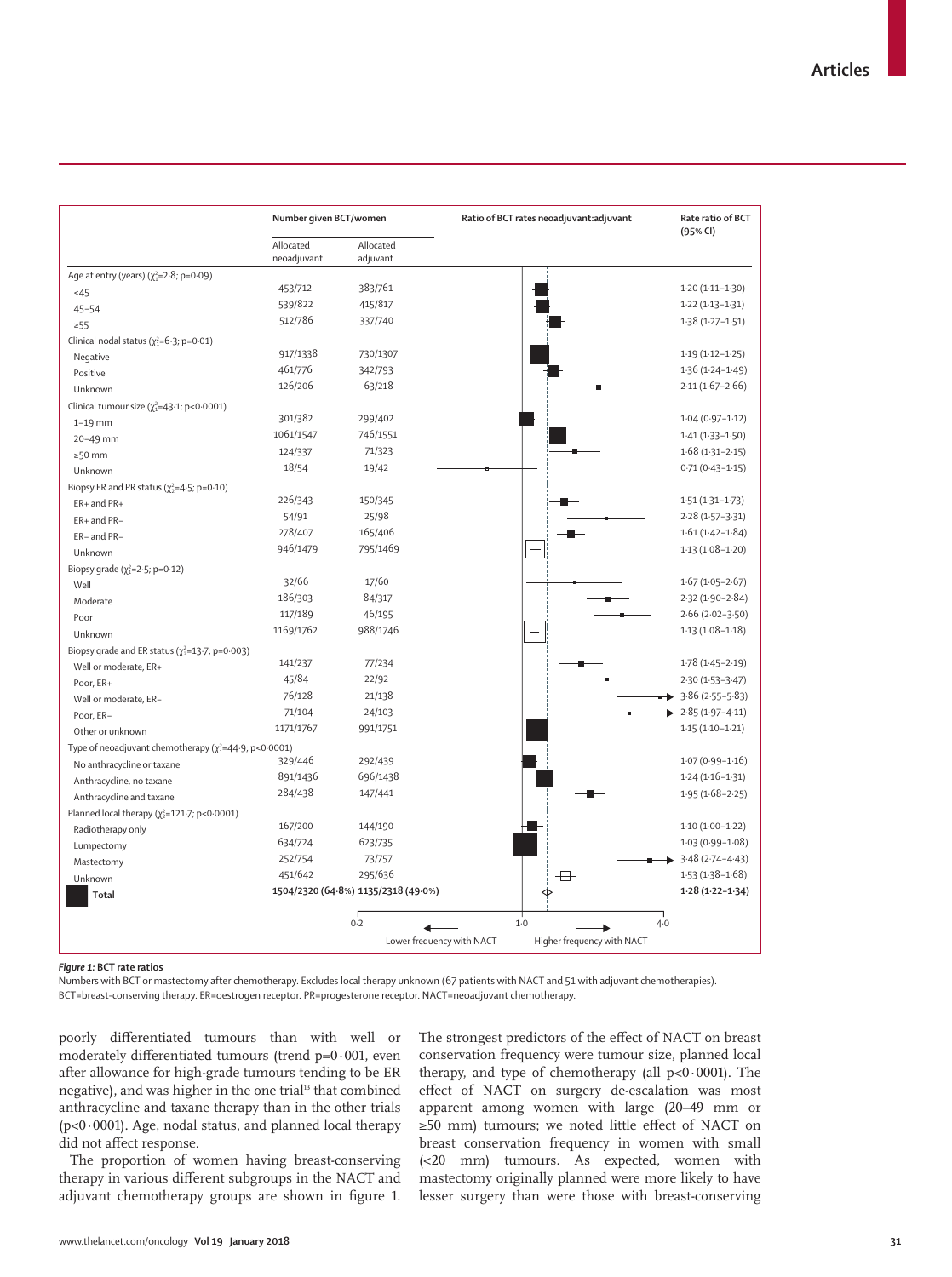Number given BCT/women

Allocated neoadjuvant | Allocated adjuvant

Ratio of BCT rates neoadjuvant:adjuvant

Rate ratio of BCT (95% CI)

Age at entry (years) ($\chi^2_2$=2·8; p=0·09)

<45 453/712 383/761 1·20 (1·11–1·30)

45–54 539/822 415/817 1·22 (1·13–1·31)

≥55 512/786 337/740 1·38 (1·27–1·51)

Clinical nodal status ($\chi^2_2$=6·3; p=0·01)

Negative 917/1338 730/1307 1·19 (1·12–1·25)

Positive 461/776 342/793 1·36 (1·24–1·49)

Unknown 126/206 63/218 2·11 (1·67–2·66)

Clinical tumour size ($\chi^2_1$=43·1; p<0·0001)

1–19 mm 301/382 299/402 1·04 (0·97–1·12)

20–49 mm 1061/1547 746/1551 1·41 (1·33–1·50)

≥50 mm 124/337 71/323 1·68 (1·31–2·15)

Unknown 18/54 19/42 0·71 (0·43–1·15)

Biopsy ER and PR status ($\chi^2_2$=4·5; p=0·10)

ER+ and PR+ 226/343 150/345 1·51 (1·31–1·73)

ER+ and PR– 54/91 25/98 2·28 (1·57–3·31)

ER– and PR– 278/407 165/406 1·61 (1·42–1·84)

Unknown 946/1479 795/1469 1·13 (1·08–1·20)

Biopsy grade ($\chi^2_1$=2·5; p=0·12)

Well 32/66 17/60 1·67 (1·05–2·67)

Moderate 186/303 84/317 2·32 (1·90–2·84)

Poor 117/189 46/195 2·66 (2·02–3·50)

Unknown 1169/1762 988/1746 1·13 (1·08–1·18)

Biopsy grade and ER status ($\chi^2_3$=13·7; p=0·003)

Well or moderate, ER+ 141/237 77/234 1·78 (1·45–2·19)

Poor, ER+ 45/84 22/92 2·30 (1·53–3·47)

Well or moderate, ER– 76/128 21/138 3·86 (2·55–5·83)

Poor, ER– 71/104 24/103 2·85 (1·97–4·11)

Other or unknown 1171/1767 991/1751 1·15 (1·10–1·21)

Type of neoadjuvant chemotherapy ($\chi^2_1$=44·9; p<0·0001)

No anthracycline or taxane 329/446 292/439 1·07 (0·99–1·16)

Anthracycline, no taxane 891/1436 696/1438 1·24 (1·16–1·31)

Anthracycline and taxane 284/438 147/441 1·95 (1·68–2·25)

Planned local therapy ($\chi^2_2$=121·7; p<0·0001)

Radiotherapy only 167/200 144/190 1·10 (1·00–1·22)

Lumpectomy 634/724 623/735 1·03 (0·99–1·08)

Mastectomy 252/754 73/757 3·48 (2·74–4·43)

Unknown 451/642 295/636 1·53 (1·38–1·68)

**Total** 1504/2320 (64·8%) 1135/2318 (49·0%) **1·28 (1·22–1·34)**

0·2 1·0 4·0

Lower frequency with NACT | Higher frequency with NACT

***Figure 1:*** **BCT rate ratios**

Numbers with BCT or mastectomy after chemotherapy. Excludes local therapy unknown (67 patients with NACT and 51 with adjuvant chemotherapies). BCT=breast-conserving therapy. ER=oestrogen receptor. PR=progesterone receptor. NACT=neoadjuvant chemotherapy.

poorly differentiated tumours than with well or moderately differentiated tumours (trend p=0·001, even after allowance for high-grade tumours tending to be ER negative), and was higher in the one trial[13] that combined anthracycline and taxane therapy than in the other trials (p<0·0001). Age, nodal status, and planned local therapy did not affect response.

The proportion of women having breast-conserving therapy in various different subgroups in the NACT and adjuvant chemotherapy groups are shown in figure 1. The strongest predictors of the effect of NACT on breast conservation frequency were tumour size, planned local therapy, and type of chemotherapy (all p<0·0001). The effect of NACT on surgery de-escalation was most apparent among women with large (20–49 mm or ≥50 mm) tumours; we noted little effect of NACT on breast conservation frequency in women with small (<20 mm) tumours. As expected, women with mastectomy originally planned were more likely to have lesser surgery than were those with breast-conserving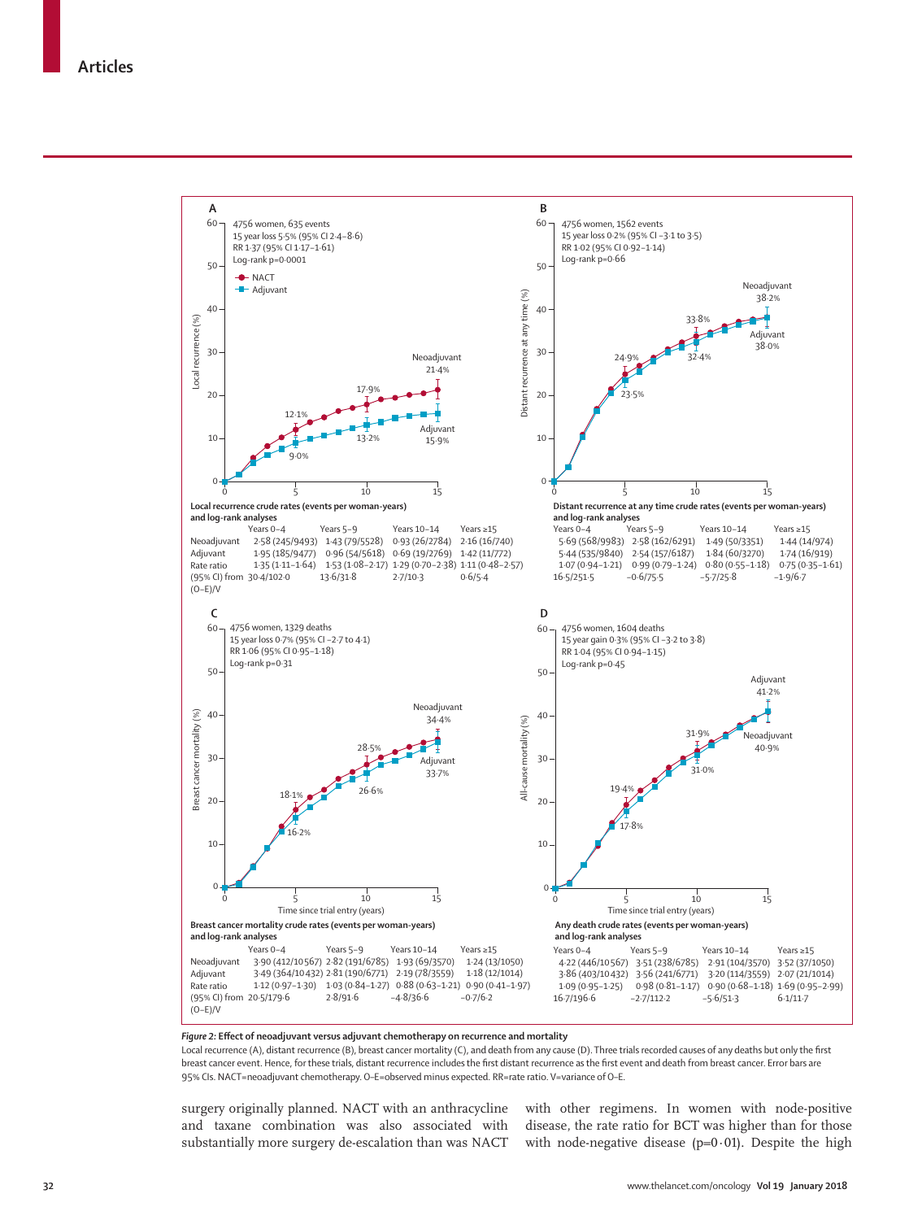A

4756 women, 635 events
15 year loss 5·5% (95% CI 2·4–8·6)
RR 1·37 (95% CI 1·17–1·61)
Log-rank p=0·0001

NACT
Adjuvant

Local recurrence (%)

60, 50, 40, 30, 20, 10, 0
0, 5, 10, 15

12·1%
9·0%
17·9%
13·2%
Neoadjuvant 21·4%
Adjuvant 15·9%

**Local recurrence crude rates (events per woman-years) and log-rank analyses**

| | Years 0–4 | Years 5–9 | Years 10–14 | Years ≥15 |
|---|---|---|---|---|
| Neoadjuvant | 2·58 (245/9493) | 1·43 (79/5528) | 0·93 (26/2784) | 2·16 (16/740) |
| Adjuvant | 1·95 (185/9477) | 0·96 (54/5618) | 0·69 (19/2769) | 1·42 (11/772) |
| Rate ratio (95% CI) from (O–E)/V | 1·35 (1·11–1·64) 30·4/102·0 | 1·53 (1·08–2·17) 13·6/31·8 | 1·29 (0·70–2·38) 2·7/10·3 | 1·11 (0·48–2·57) 0·6/5·4 |

B

4756 women, 1562 events
15 year loss 0·2% (95% CI –3·1 to 3·5)
RR 1·02 (95% CI 0·92–1·14)
Log-rank p=0·66

Distant recurrence at any time (%)

60, 50, 40, 30, 20, 10, 0
0, 5, 10, 15

24·9%
23·5%
33·8%
32·4%
Neoadjuvant 38·2%
Adjuvant 38·0%

**Distant recurrence at any time crude rates (events per woman-years) and log-rank analyses**

| | Years 0–4 | Years 5–9 | Years 10–14 | Years ≥15 |
|---|---|---|---|---|
| Neoadjuvant | 5·69 (568/9983) | 2·58 (162/6291) | 1·49 (50/3351) | 1·44 (14/974) |
| Adjuvant | 5·44 (535/9840) | 2·54 (157/6187) | 1·84 (60/3270) | 1·74 (16/919) |
| Rate ratio (95% CI) from (O–E)/V | 1·07 (0·94–1·21) 16·5/251·5 | 0·99 (0·79–1·24) –0·6/75·5 | 0·80 (0·55–1·18) –5·7/25·8 | 0·75 (0·35–1·61) –1·9/6·7 |

C

4756 women, 1329 deaths
15 year loss 0·7% (95% CI –2·7 to 4·1)
RR 1·06 (95% CI 0·95–1·18)
Log-rank p=0·31

Breast cancer mortality (%)

60, 50, 40, 30, 20, 10, 0
0, 5, 10, 15
Time since trial entry (years)

18·1%
16·2%
28·5%
26·6%
Neoadjuvant 34·4%
Adjuvant 33·7%

**Breast cancer mortality crude rates (events per woman-years) and log-rank analyses**

| | Years 0–4 | Years 5–9 | Years 10–14 | Years ≥15 |
|---|---|---|---|---|
| Neoadjuvant | 3·90 (412/10567) | 2·82 (191/6785) | 1·93 (69/3570) | 1·24 (13/1050) |
| Adjuvant | 3·49 (364/10432) | 2·81 (190/6771) | 2·19 (78/3559) | 1·18 (12/1014) |
| Rate ratio (95% CI) from (O–E)/V | 1·12 (0·97–1·30) 20·5/179·6 | 1·03 (0·84–1·27) 2·8/91·6 | 0·88 (0·63–1·21) –4·8/36·6 | 0·90 (0·41–1·97) –0·7/6·2 |

D

4756 women, 1604 deaths
15 year gain 0·3% (95% CI –3·2 to 3·8)
RR 1·04 (95% CI 0·94–1·15)
Log-rank p=0·45

All-cause mortality (%)

60, 50, 40, 30, 20, 10, 0
0, 5, 10, 15
Time since trial entry (years)

19·4%
17·8%
31·9%
31·0%
Adjuvant 41·2%
Neoadjuvant 40·9%

**Any death crude rates (events per woman-years) and log-rank analyses**

| | Years 0–4 | Years 5–9 | Years 10–14 | Years ≥15 |
|---|---|---|---|---|
| Neoadjuvant | 4·22 (446/10567) | 3·51 (238/6785) | 2·91 (104/3570) | 3·52 (37/1050) |
| Adjuvant | 3·86 (403/10432) | 3·56 (241/6771) | 3·20 (114/3559) | 2·07 (21/1014) |
| Rate ratio (95% CI) from (O–E)/V | 1·09 (0·95–1·25) 16·7/196·6 | 0·98 (0·81–1·17) –2·7/112·2 | 0·90 (0·68–1·18) –5·6/51·3 | 1·69 (0·95–2·99) 6·1/11·7 |

***Figure 2:*** **Effect of neoadjuvant versus adjuvant chemotherapy on recurrence and mortality**

Local recurrence (A), distant recurrence (B), breast cancer mortality (C), and death from any cause (D). Three trials recorded causes of any deaths but only the first breast cancer event. Hence, for these trials, distant recurrence includes the first distant recurrence as the first event and death from breast cancer. Error bars are 95% CIs. NACT=neoadjuvant chemotherapy. O–E=observed minus expected. RR=rate ratio. V=variance of O–E.

surgery originally planned. NACT with an anthracycline and taxane combination was also associated with substantially more surgery de-escalation than was NACT with other regimens. In women with node-positive disease, the rate ratio for BCT was higher than for those with node-negative disease (p=0·01). Despite the high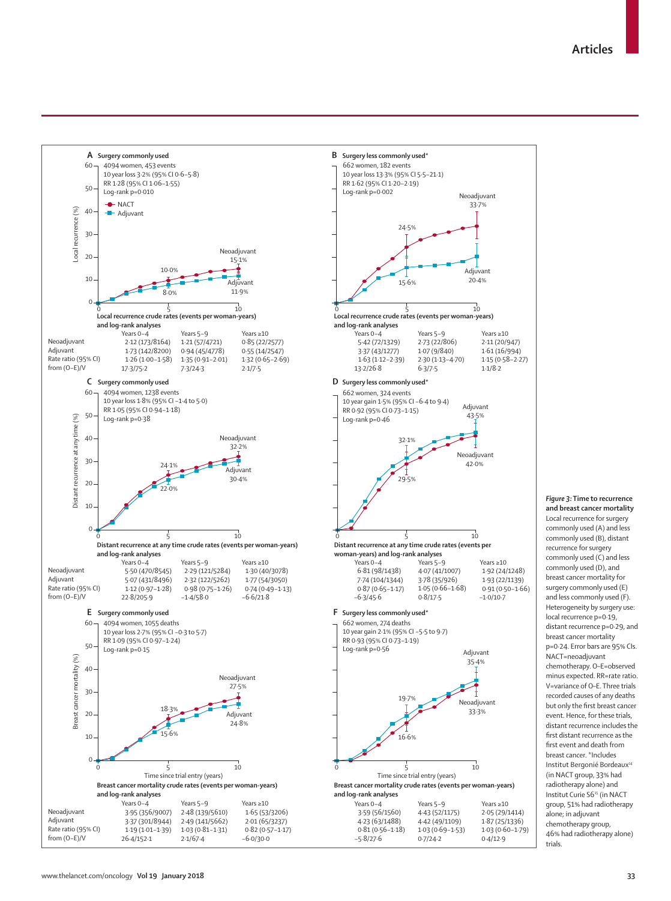**A Surgery commonly used**

4094 women, 453 events
10 year loss 3·2% (95% CI 0·6–5·8)
RR 1·28 (95% CI 1·06–1·55)
Log-rank p=0·010

Local recurrence crude rates (events per woman-years) and log-rank analyses

| | Years 0–4 | Years 5–9 | Years ≥10 |
|---|---|---|---|
| Neoadjuvant | 2·12 (173/8164) | 1·21 (57/4721) | 0·85 (22/2577) |
| Adjuvant | 1·73 (142/8200) | 0·94 (45/4778) | 0·55 (14/2547) |
| Rate ratio (95% CI) | 1·26 (1·00–1·58) | 1·35 (0·91–2·01) | 1·32 (0·65–2·69) |
| from (O–E)/V | 17·3/75·2 | 7·3/24·3 | 2·1/7·5 |

**B Surgery less commonly used***

662 women, 182 events
10 year loss 13·3% (95% CI 5·5–21·1)
RR 1·62 (95% CI 1·20–2·19)
Log-rank p=0·002

Local recurrence crude rates (events per woman-years) and log-rank analyses

| | Years 0–4 | Years 5–9 | Years ≥10 |
|---|---|---|---|
| Neoadjuvant | 5·42 (72/1329) | 2·73 (22/806) | 2·11 (20/947) |
| Adjuvant | 3·37 (43/1277) | 1·07 (9/840) | 1·61 (16/994) |
| Rate ratio (95% CI) | 1·63 (1·12–2·39) | 2·30 (1·13–4·70) | 1·15 (0·58–2·27) |
| from (O–E)/V | 13·2/26·8 | 6·3/7·5 | 1·1/8·2 |

**C Surgery commonly used**

4094 women, 1238 events
10 year loss 1·8% (95% CI −1·4 to 5·0)
RR 1·05 (95% CI 0·94–1·18)
Log-rank p=0·38

Distant recurrence at any time crude rates (events per woman-years) and log-rank analyses

| | Years 0–4 | Years 5–9 | Years ≥10 |
|---|---|---|---|
| Neoadjuvant | 5·50 (470/8545) | 2·29 (121/5284) | 1·30 (40/3078) |
| Adjuvant | 5·07 (431/8496) | 2·32 (122/5262) | 1·77 (54/3050) |
| Rate ratio (95% CI) | 1·12 (0·97–1·28) | 0·98 (0·75–1·26) | 0·74 (0·49–1·13) |
| from (O–E)/V | 22·8/205·9 | −1·4/58·0 | −6·6/21·8 |

**D Surgery less commonly used***

662 women, 324 events
10 year gain 1·5% (95% CI −6·4 to 9·4)
RR 0·92 (95% CI 0·73–1·15)
Log-rank p=0·46

Distant recurrence at any time crude rates (events per woman-years) and log-rank analyses

| | Years 0–4 | Years 5–9 | Years ≥10 |
|---|---|---|---|
| Neoadjuvant | 6·81 (98/1438) | 4·07 (41/1007) | 1·92 (24/1248) |
| Adjuvant | 7·74 (104/1344) | 3·78 (35/926) | 1·93 (22/1139) |
| Rate ratio (95% CI) | 0·87 (0·65–1·17) | 1·05 (0·66–1·68) | 0·91 (0·50–1·66) |
| from (O–E)/V | −6·3/45·6 | 0·8/17·5 | −1·0/10·7 |

**E Surgery commonly used**

4094 women, 1055 deaths
10 year loss 2·7% (95% CI −0·3 to 5·7)
RR 1·09 (95% CI 0·97–1·24)
Log-rank p=0·15

Breast cancer mortality crude rates (events per woman-years) and log-rank analyses

| | Years 0–4 | Years 5–9 | Years ≥10 |
|---|---|---|---|
| Neoadjuvant | 3·95 (356/9007) | 2·48 (139/5610) | 1·65 (53/3206) |
| Adjuvant | 3·37 (301/8944) | 2·49 (141/5662) | 2·01 (65/3237) |
| Rate ratio (95% CI) | 1·19 (1·01–1·39) | 1·03 (0·81–1·31) | 0·82 (0·57–1·17) |
| from (O–E)/V | 26·4/152·1 | 2·1/67·4 | −6·0/30·0 |

**F Surgery less commonly used***

662 women, 274 deaths
10 year gain 2·1% (95% CI −5·5 to 9·7)
RR 0·93 (95% CI 0·73–1·19)
Log-rank p=0·56

Breast cancer mortality crude rates (events per woman-years) and log-rank analyses

| | Years 0–4 | Years 5–9 | Years ≥10 |
|---|---|---|---|
| Neoadjuvant | 3·59 (56/1560) | 4·43 (52/1175) | 2·05 (29/1414) |
| Adjuvant | 4·23 (63/1488) | 4·42 (49/1109) | 1·87 (25/1336) |
| Rate ratio (95% CI) | 0·81 (0·56–1·18) | 1·03 (0·69–1·53) | 1·03 (0·60–1·79) |
| from (O–E)/V | −5·8/27·6 | 0·7/24·2 | 0·4/12·9 |

*Figure 3:* **Time to recurrence and breast cancer mortality**
Local recurrence for surgery commonly used (A) and less commonly used (B), distant recurrence for surgery commonly used (C) and less commonly used (D), and breast cancer mortality for surgery commonly used (E) and less commonly used (F). Heterogeneity by surgery use: local recurrence p=0·19, distant recurrence p=0·29, and breast cancer mortality p=0·24. Error bars are 95% CIs. NACT=neoadjuvant chemotherapy. O–E=observed minus expected. RR=rate ratio. V=variance of O–E. Three trials recorded causes of any deaths but only the first breast cancer event. Hence, for these trials, distant recurrence includes the first distant recurrence as the first event and death from breast cancer. *Includes Institut Bergonié Bordeaux[14] (in NACT group, 33% had radiotherapy alone) and Institut Curie S6[15] (in NACT group, 51% had radiotherapy alone; in adjuvant chemotherapy group, 46% had radiotherapy alone) trials.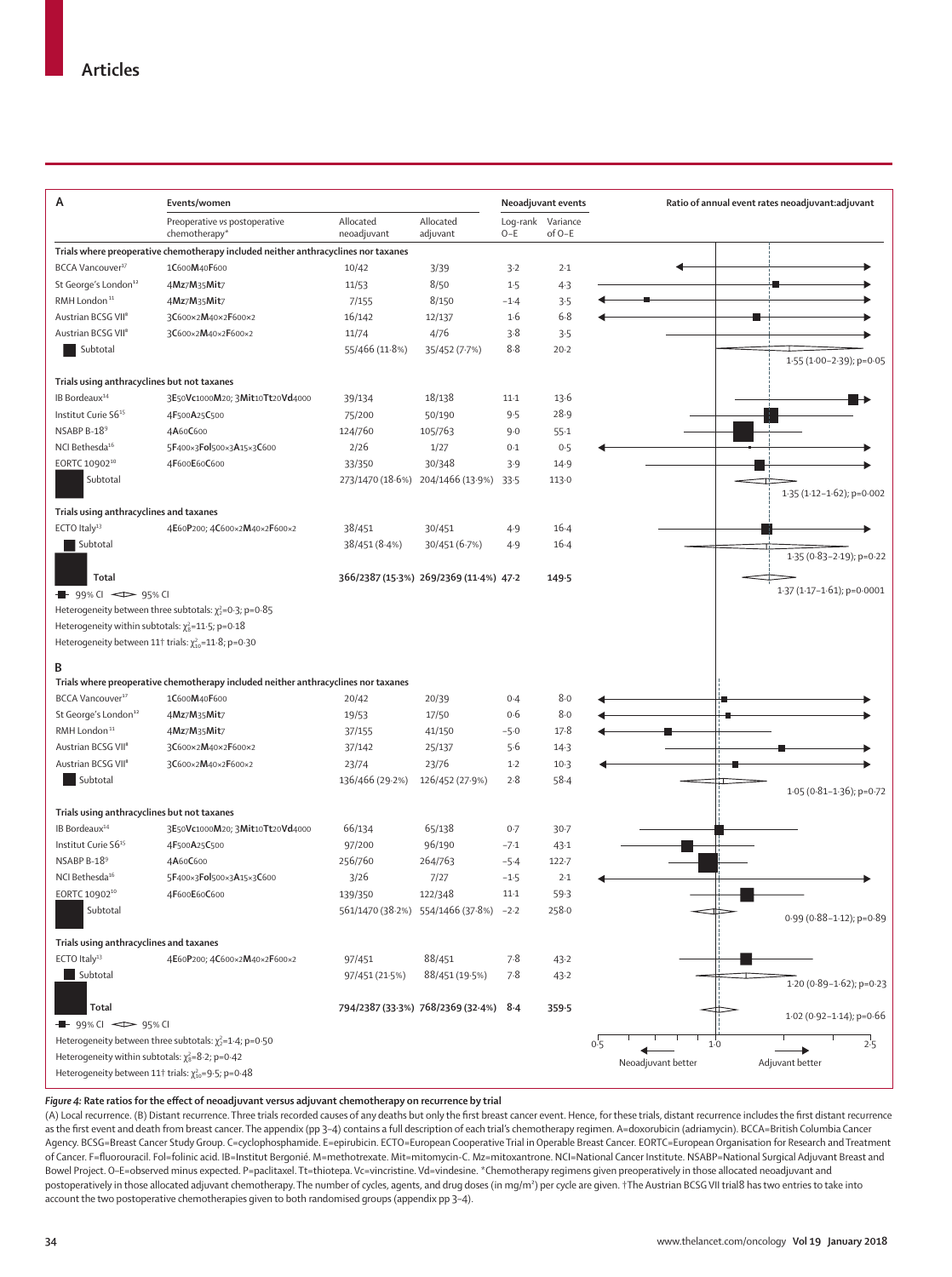## A

| | Events/women | | | Neoadjuvant events | | Ratio of annual event rates neoadjuvant:adjuvant |
|---|---|---|---|---|---|---|
| | Preoperative vs postoperative chemotherapy* | Allocated neoadjuvant | Allocated adjuvant | Log-rank O–E | Variance of O–E | |
| **Trials where preoperative chemotherapy included neither anthracyclines nor taxanes** | | | | | | |
| BCCA Vancouver[17] | 1C600M40F600 | 10/42 | 3/39 | 3·2 | 2·1 | |
| St George's London[12] | 4Mz7M35Mit7 | 11/53 | 8/50 | 1·5 | 4·3 | |
| RMH London[11] | 4Mz7M35Mit7 | 7/155 | 8/150 | −1·4 | 3·5 | |
| Austrian BCSG VII[8] | 3C600×2M40×2F600×2 | 16/142 | 12/137 | 1·6 | 6·8 | |
| Austrian BCSG VII[8] | 3C600×2M40×2F600×2 | 11/74 | 4/76 | 3·8 | 3·5 | |
| Subtotal | | 55/466 (11·8%) | 35/452 (7·7%) | 8·8 | 20·2 | 1·55 (1·00–2·39); p=0·05 |
| **Trials using anthracyclines but not taxanes** | | | | | | |
| IB Bordeaux[14] | 3E50Vc1000M20; 3Mit10Tt20Vd4000 | 39/134 | 18/138 | 11·1 | 13·6 | |
| Institut Curie S6[15] | 4F500A25C500 | 75/200 | 50/190 | 9·5 | 28·9 | |
| NSABP B-18[9] | 4A60C600 | 124/760 | 105/763 | 9·0 | 55·1 | |
| NCI Bethesda[16] | 5F400×3Fol500×3A15×3C600 | 2/26 | 1/27 | 0·1 | 0·5 | |
| EORTC 10902[10] | 4F600E60C600 | 33/350 | 30/348 | 3·9 | 14·9 | |
| Subtotal | | 273/1470 (18·6%) | 204/1466 (13·9%) | 33·5 | 113·0 | 1·35 (1·12–1·62); p=0·002 |
| **Trials using anthracyclines and taxanes** | | | | | | |
| ECTO Italy[13] | 4E60P200; 4C600×2M40×2F600×2 | 38/451 | 30/451 | 4·9 | 16·4 | |
| Subtotal | | 38/451 (8·4%) | 30/451 (6·7%) | 4·9 | 16·4 | 1·35 (0·83–2·19); p=0·22 |
| **Total** | | 366/2387 (15·3%) | 269/2369 (11·4%) | 47·2 | 149·5 | 1·37 (1·17–1·61); p=0·0001 |

99% CI; 95% CI

Heterogeneity between three subtotals: $\chi^2_2$=0·3; p=0·85

Heterogeneity within subtotals: $\chi^2_8$=11·5; p=0·18

Heterogeneity between 11† trials: $\chi^2_{10}$=11·8; p=0·30

## B

| | Events/women | | | Neoadjuvant events | | Ratio of annual event rates neoadjuvant:adjuvant |
|---|---|---|---|---|---|---|
| | Preoperative vs postoperative chemotherapy* | Allocated neoadjuvant | Allocated adjuvant | Log-rank O–E | Variance of O–E | |
| **Trials where preoperative chemotherapy included neither anthracyclines nor taxanes** | | | | | | |
| BCCA Vancouver[17] | 1C600M40F600 | 20/42 | 20/39 | 0·4 | 8·0 | |
| St George's London[12] | 4Mz7M35Mit7 | 19/53 | 17/50 | 0·6 | 8·0 | |
| RMH London[11] | 4Mz7M35Mit7 | 37/155 | 41/150 | −5·0 | 17·8 | |
| Austrian BCSG VII[8] | 3C600×2M40×2F600×2 | 37/142 | 25/137 | 5·6 | 14·3 | |
| Austrian BCSG VII[8] | 3C600×2M40×2F600×2 | 23/74 | 23/76 | 1·2 | 10·3 | |
| Subtotal | | 136/466 (29·2%) | 126/452 (27·9%) | 2·8 | 58·4 | 1·05 (0·81–1·36); p=0·72 |
| **Trials using anthracyclines but not taxanes** | | | | | | |
| IB Bordeaux[14] | 3E50Vc1000M20; 3Mit10Tt20Vd4000 | 66/134 | 65/138 | 0·7 | 30·7 | |
| Institut Curie S6[15] | 4F500A25C500 | 97/200 | 96/190 | −7·1 | 43·1 | |
| NSABP B-18[9] | 4A60C600 | 256/760 | 264/763 | −5·4 | 122·7 | |
| NCI Bethesda[16] | 5F400×3Fol500×3A15×3C600 | 3/26 | 7/27 | −1·5 | 2·1 | |
| EORTC 10902[10] | 4F600E60C600 | 139/350 | 122/348 | 11·1 | 59·3 | |
| Subtotal | | 561/1470 (38·2%) | 554/1466 (37·8%) | −2·2 | 258·0 | 0·99 (0·88–1·12); p=0·89 |
| **Trials using anthracyclines and taxanes** | | | | | | |
| ECTO Italy[13] | 4E60P200; 4C600×2M40×2F600×2 | 97/451 | 88/451 | 7·8 | 43·2 | |
| Subtotal | | 97/451 (21·5%) | 88/451 (19·5%) | 7·8 | 43·2 | 1·20 (0·89–1·62); p=0·23 |
| **Total** | | 794/2387 (33·3%) | 768/2369 (32·4%) | 8·4 | 359·5 | 1·02 (0·92–1·14); p=0·66 |

99% CI; 95% CI

Heterogeneity between three subtotals: $\chi^2_2$=1·4; p=0·50

Heterogeneity within subtotals: $\chi^2_8$=8·2; p=0·42

Heterogeneity between 11† trials: $\chi^2_{10}$=9·5; p=0·48

Axis: 0·5 – 1·0 – 2·5; Neoadjuvant better ← → Adjuvant better

*Figure 4:* **Rate ratios for the effect of neoadjuvant versus adjuvant chemotherapy on recurrence by trial**

(A) Local recurrence. (B) Distant recurrence. Three trials recorded causes of any deaths but only the first breast cancer event. Hence, for these trials, distant recurrence includes the first distant recurrence as the first event and death from breast cancer. The appendix (pp 3–4) contains a full description of each trial's chemotherapy regimen. A=doxorubicin (adriamycin). BCCA=British Columbia Cancer Agency. BCSG=Breast Cancer Study Group. C=cyclophosphamide. E=epirubicin. ECTO=European Cooperative Trial in Operable Breast Cancer. EORTC=European Organisation for Research and Treatment of Cancer. F=fluorouracil. Fol=folinic acid. IB=Institut Bergonié. M=methotrexate. Mit=mitomycin-C. Mz=mitoxantrone. NCI=National Cancer Institute. NSABP=National Surgical Adjuvant Breast and Bowel Project. O–E=observed minus expected. P=paclitaxel. Tt=thiotepa. Vc=vincristine. Vd=vindesine. *Chemotherapy regimens given preoperatively in those allocated neoadjuvant and postoperatively in those allocated adjuvant chemotherapy. The number of cycles, agents, and drug doses (in mg/m²) per cycle are given. †The Austrian BCSG VII trial8 has two entries to take into account the two postoperative chemotherapies given to both randomised groups (appendix pp 3–4).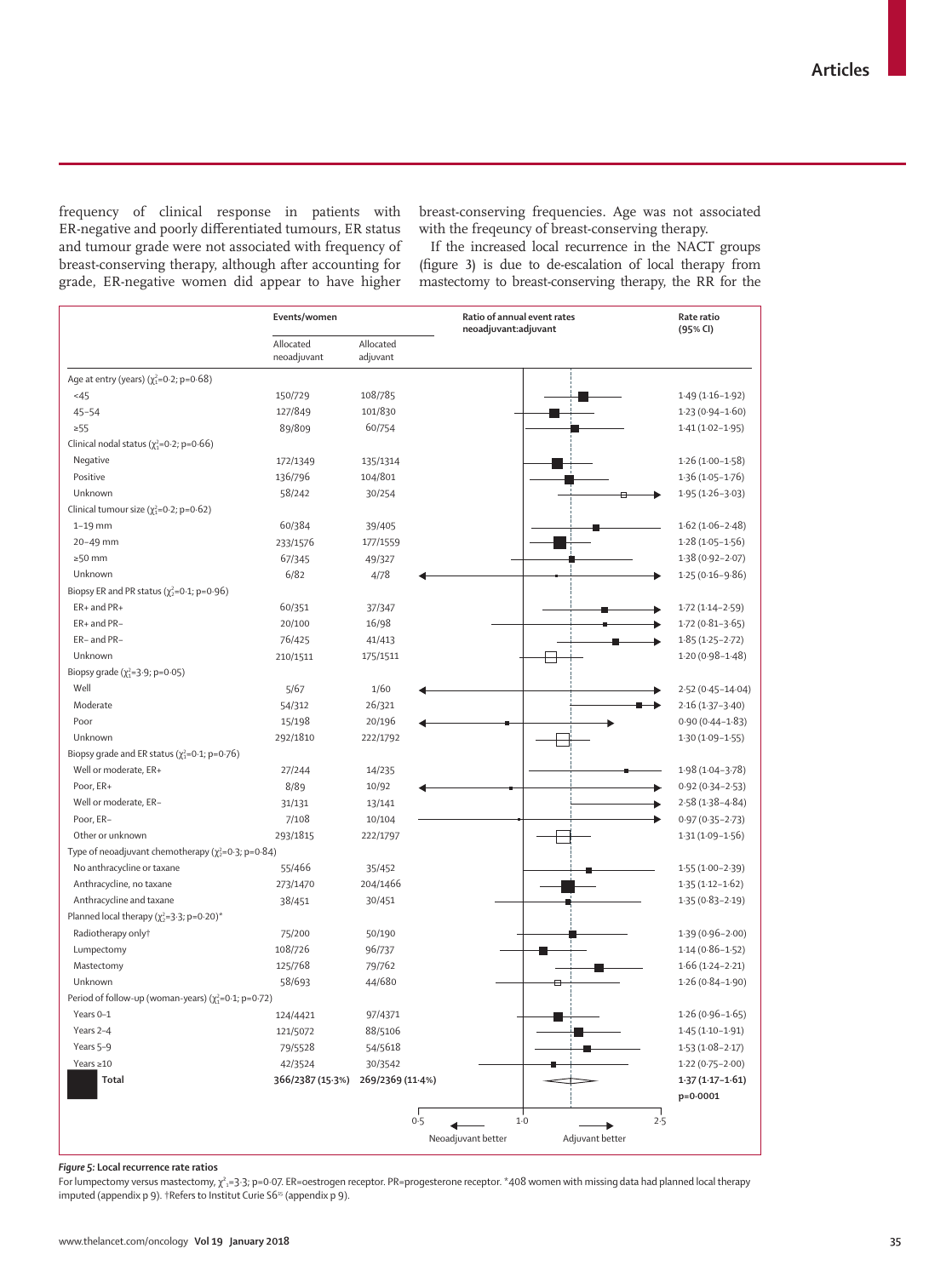frequency of clinical response in patients with ER-negative and poorly differentiated tumours, ER status and tumour grade were not associated with frequency of breast-conserving therapy, although after accounting for grade, ER-negative women did appear to have higher breast-conserving frequencies. Age was not associated with the freqeuncy of breast-conserving therapy.

If the increased local recurrence in the NACT groups (figure 3) is due to de-escalation of local therapy from mastectomy to breast-conserving therapy, the RR for the

Events/women
Allocated neoadjuvant
Allocated adjuvant
Ratio of annual event rates neoadjuvant:adjuvant
Rate ratio (95% CI)

Age at entry (years) ($\chi^2_1$=0·2; p=0·68)
<45 150/729 108/785 1·49 (1·16–1·92)
45–54 127/849 101/830 1·23 (0·94–1·60)
≥55 89/809 60/754 1·41 (1·02–1·95)

Clinical nodal status ($\chi^2_1$=0·2; p=0·66)
Negative 172/1349 135/1314 1·26 (1·00–1·58)
Positive 136/796 104/801 1·36 (1·05–1·76)
Unknown 58/242 30/254 1·95 (1·26–3·03)

Clinical tumour size ($\chi^2_1$=0·2; p=0·62)
1–19 mm 60/384 39/405 1·62 (1·06–2·48)
20–49 mm 233/1576 177/1559 1·28 (1·05–1·56)
≥50 mm 67/345 49/327 1·38 (0·92–2·07)
Unknown 6/82 4/78 1·25 (0·16–9·86)

Biopsy ER and PR status ($\chi^2_1$=0·1; p=0·96)
ER+ and PR+ 60/351 37/347 1·72 (1·14–2·59)
ER+ and PR– 20/100 16/98 1·72 (0·81–3·65)
ER– and PR– 76/425 41/413 1·85 (1·25–2·72)
Unknown 210/1511 175/1511 1·20 (0·98–1·48)

Biopsy grade ($\chi^2_1$=3·9; p=0·05)
Well 5/67 1/60 2·52 (0·45–14·04)
Moderate 54/312 26/321 2·16 (1·37–3·40)
Poor 15/198 20/196 0·90 (0·44–1·83)
Unknown 292/1810 222/1792 1·30 (1·09–1·55)

Biopsy grade and ER status ($\chi^2_1$=0·1; p=0·76)
Well or moderate, ER+ 27/244 14/235 1·98 (1·04–3·78)
Poor, ER+ 8/89 10/92 0·92 (0·34–2·53)
Well or moderate, ER– 31/131 13/141 2·58 (1·38–4·84)
Poor, ER– 7/108 10/104 0·97 (0·35–2·73)
Other or unknown 293/1815 222/1797 1·31 (1·09–1·56)

Type of neoadjuvant chemotherapy ($\chi^2_1$=0·3; p=0·84)
No anthracycline or taxane 55/466 35/452 1·55 (1·00–2·39)
Anthracycline, no taxane 273/1470 204/1466 1·35 (1·12–1·62)
Anthracycline and taxane 38/451 30/451 1·35 (0·83–2·19)

Planned local therapy ($\chi^2_2$=3·3; p=0·20)*
Radiotherapy only† 75/200 50/190 1·39 (0·96–2·00)
Lumpectomy 108/726 96/737 1·14 (0·86–1·52)
Mastectomy 125/768 79/762 1·66 (1·24–2·21)
Unknown 58/693 44/680 1·26 (0·84–1·90)

Period of follow-up (woman-years) ($\chi^2_1$=0·1; p=0·72)
Years 0–1 124/4421 97/4371 1·26 (0·96–1·65)
Years 2–4 121/5072 88/5106 1·45 (1·10–1·91)
Years 5–9 79/5528 54/5618 1·53 (1·08–2·17)
Years ≥10 42/3524 30/3542 1·22 (0·75–2·00)

**Total** **366/2387 (15·3%)** **269/2369 (11·4%)** **1·37 (1·17–1·61)**
**p=0·0001**

0·5 1·0 2·5
Neoadjuvant better Adjuvant better

***Figure 5:*** **Local recurrence rate ratios**

For lumpectomy versus mastectomy, $\chi^2_1$=3·3; p=0·07. ER=oestrogen receptor. PR=progesterone receptor. *408 women with missing data had planned local therapy imputed (appendix p 9). †Refers to Institut Curie S6[15] (appendix p 9).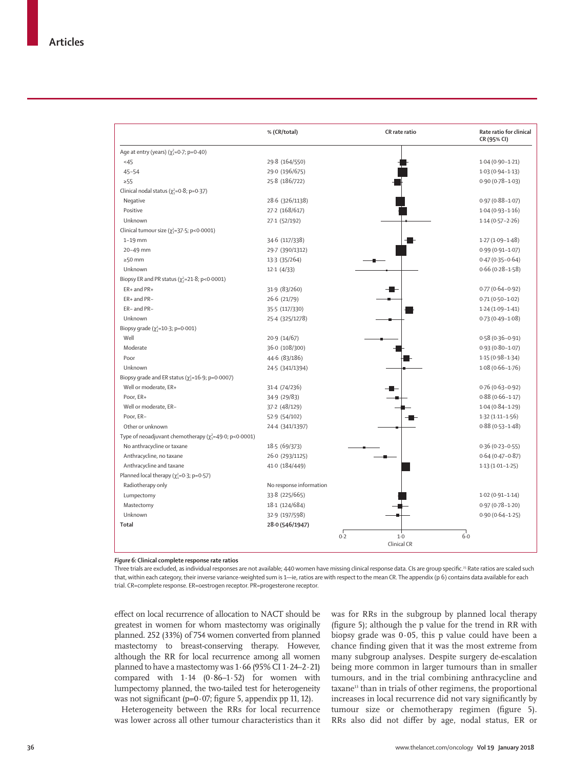% (CR/total)

CR rate ratio

Rate ratio for clinical CR (95% CI)

Age at entry (years) ($\chi^2_2$=0·7; p=0·40)

<45 29·8 (164/550) 1·04 (0·90–1·21)

45–54 29·0 (196/675) 1·03 (0·94–1·13)

≥55 25·8 (186/722) 0·90 (0·78–1·03)

Clinical nodal status ($\chi^2_2$=0·8; p=0·37)

Negative 28·6 (326/1138) 0·97 (0·88–1·07)

Positive 27·2 (168/617) 1·04 (0·93–1·16)

Unknown 27·1 (52/192) 1·14 (0·57–2·26)

Clinical tumour size ($\chi^2_2$=37·5; p<0·0001)

1–19 mm 34·6 (117/338) 1·27 (1·09–1·48)

20–49 mm 29·7 (390/1312) 0·99 (0·91–1·07)

≥50 mm 13·3 (35/264) 0·47 (0·35–0·64)

Unknown 12·1 (4/33) 0·66 (0·28–1·58)

Biopsy ER and PR status ($\chi^2_2$=21·8; p<0·0001)

ER+ and PR+ 31·9 (83/260) 0·77 (0·64–0·92)

ER+ and PR– 26·6 (21/79) 0·71 (0·50–1·02)

ER– and PR– 35·5 (117/330) 1·24 (1·09–1·41)

Unknown 25·4 (325/1278) 0·73 (0·49–1·08)

Biopsy grade ($\chi^2_1$=10·3; p=0·001)

Well 20·9 (14/67) 0·58 (0·36–0·91)

Moderate 36·0 (108/300) 0·93 (0·80–1·07)

Poor 44·6 (83/186) 1·15 (0·98–1·34)

Unknown 24·5 (341/1394) 1·08 (0·66–1·76)

Biopsy grade and ER status ($\chi^2_3$=16·9; p=0·0007)

Well or moderate, ER+ 31·4 (74/236) 0·76 (0·63–0·92)

Poor, ER+ 34·9 (29/83) 0·88 (0·66–1·17)

Well or moderate, ER– 37·2 (48/129) 1·04 (0·84–1·29)

Poor, ER– 52·9 (54/102) 1·32 (1·11–1·56)

Other or unknown 24·4 (341/1397) 0·88 (0·53–1·48)

Type of neoadjuvant chemotherapy ($\chi^2_2$=49·0; p<0·0001)

No anthracycline or taxane 18·5 (69/373) 0·36 (0·23–0·55)

Anthracycline, no taxane 26·0 (293/1125) 0·64 (0·47–0·87)

Anthracycline and taxane 41·0 (184/449) 1·13 (1·01–1·25)

Planned local therapy ($\chi^2_1$=0·3; p=0·57)

Radiotherapy only No response information

Lumpectomy 33·8 (225/665) 1·02 (0·91–1·14)

Mastectomy 18·1 (124/684) 0·97 (0·78–1·20)

Unknown 32·9 (197/598) 0·90 (0·64–1·25)

**Total** **28·0 (546/1947)**

0·2 1·0 6·0

Clinical CR

*Figure 6:* **Clinical complete response rate ratios**

Three trials are excluded, as individual responses are not available; 440 women have missing clinical response data. CIs are group specific.[25] Rate ratios are scaled such that, within each category, their inverse variance-weighted sum is 1—ie, ratios are with respect to the mean CR. The appendix (p 6) contains data available for each trial. CR=complete response. ER=oestrogen receptor. PR=progesterone receptor.

effect on local recurrence of allocation to NACT should be greatest in women for whom mastectomy was originally planned. 252 (33%) of 754 women converted from planned mastectomy to breast-conserving therapy. However, although the RR for local recurrence among all women planned to have a mastectomy was 1·66 (95% CI 1·24–2·21) compared with 1·14 (0·86–1·52) for women with lumpectomy planned, the two-tailed test for heterogeneity was not significant (p=0·07; figure 5, appendix pp 11, 12).

Heterogeneity between the RRs for local recurrence was lower across all other tumour characteristics than it was for RRs in the subgroup by planned local therapy (figure 5); although the p value for the trend in RR with biopsy grade was 0·05, this p value could have been a chance finding given that it was the most extreme from many subgroup analyses. Despite surgery de-escalation being more common in larger tumours than in smaller tumours, and in the trial combining anthracycline and taxane[13] than in trials of other regimens, the proportional increases in local recurrence did not vary significantly by tumour size or chemotherapy regimen (figure 5). RRs also did not differ by age, nodal status, ER or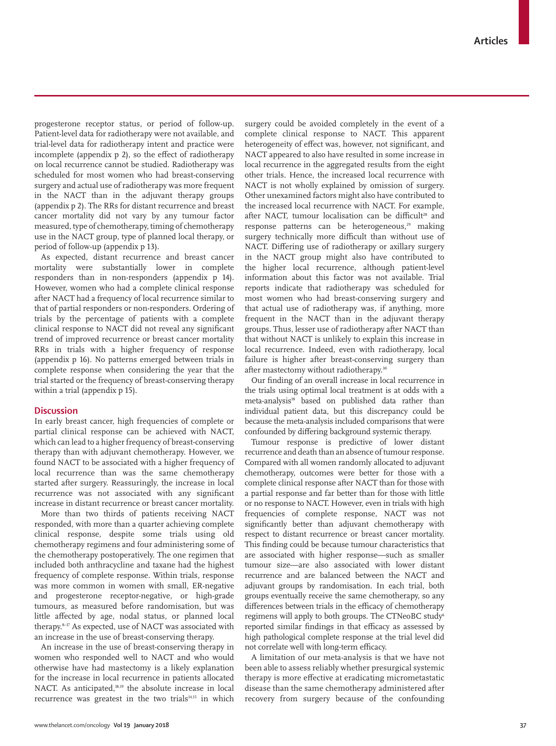progesterone receptor status, or period of follow-up. Patient-level data for radiotherapy were not available, and trial-level data for radiotherapy intent and practice were incomplete (appendix p 2), so the effect of radiotherapy on local recurrence cannot be studied. Radiotherapy was scheduled for most women who had breast-conserving surgery and actual use of radiotherapy was more frequent in the NACT than in the adjuvant therapy groups (appendix p 2). The RRs for distant recurrence and breast cancer mortality did not vary by any tumour factor measured, type of chemotherapy, timing of chemotherapy use in the NACT group, type of planned local therapy, or period of follow-up (appendix p 13).

As expected, distant recurrence and breast cancer mortality were substantially lower in complete responders than in non-responders (appendix p 14). However, women who had a complete clinical response after NACT had a frequency of local recurrence similar to that of partial responders or non-responders. Ordering of trials by the percentage of patients with a complete clinical response to NACT did not reveal any significant trend of improved recurrence or breast cancer mortality RRs in trials with a higher frequency of response (appendix p 16). No patterns emerged between trials in complete response when considering the year that the trial started or the frequency of breast-conserving therapy within a trial (appendix p 15).

## Discussion

In early breast cancer, high frequencies of complete or partial clinical response can be achieved with NACT, which can lead to a higher frequency of breast-conserving therapy than with adjuvant chemotherapy. However, we found NACT to be associated with a higher frequency of local recurrence than was the same chemotherapy started after surgery. Reassuringly, the increase in local recurrence was not associated with any significant increase in distant recurrence or breast cancer mortality.

More than two thirds of patients receiving NACT responded, with more than a quarter achieving complete clinical response, despite some trials using old chemotherapy regimens and four administering some of the chemotherapy postoperatively. The one regimen that included both anthracycline and taxane had the highest frequency of complete response. Within trials, response was more common in women with small, ER-negative and progesterone receptor-negative, or high-grade tumours, as measured before randomisation, but was little affected by age, nodal status, or planned local therapy.[8–17] As expected, use of NACT was associated with an increase in the use of breast-conserving therapy.

An increase in the use of breast-conserving therapy in women who responded well to NACT and who would otherwise have had mastectomy is a likely explanation for the increase in local recurrence in patients allocated NACT. As anticipated,[18,19] the absolute increase in local recurrence was greatest in the two trials[14,15] in which surgery could be avoided completely in the event of a complete clinical response to NACT. This apparent heterogeneity of effect was, however, not significant, and NACT appeared to also have resulted in some increase in local recurrence in the aggregated results from the eight other trials. Hence, the increased local recurrence with NACT is not wholly explained by omission of surgery. Other unexamined factors might also have contributed to the increased local recurrence with NACT. For example, after NACT, tumour localisation can be difficult[28] and response patterns can be heterogeneous,[29] making surgery technically more difficult than without use of NACT. Differing use of radiotherapy or axillary surgery in the NACT group might also have contributed to the higher local recurrence, although patient-level information about this factor was not available. Trial reports indicate that radiotherapy was scheduled for most women who had breast-conserving surgery and that actual use of radiotherapy was, if anything, more frequent in the NACT than in the adjuvant therapy groups. Thus, lesser use of radiotherapy after NACT than that without NACT is unlikely to explain this increase in local recurrence. Indeed, even with radiotherapy, local failure is higher after breast-conserving surgery than after mastectomy without radiotherapy.[30]

Our finding of an overall increase in local recurrence in the trials using optimal local treatment is at odds with a meta-analysis[18] based on published data rather than individual patient data, but this discrepancy could be because the meta-analysis included comparisons that were confounded by differing background systemic therapy.

Tumour response is predictive of lower distant recurrence and death than an absence of tumour response. Compared with all women randomly allocated to adjuvant chemotherapy, outcomes were better for those with a complete clinical response after NACT than for those with a partial response and far better than for those with little or no response to NACT. However, even in trials with high frequencies of complete response, NACT was not significantly better than adjuvant chemotherapy with respect to distant recurrence or breast cancer mortality. This finding could be because tumour characteristics that are associated with higher response—such as smaller tumour size—are also associated with lower distant recurrence and are balanced between the NACT and adjuvant groups by randomisation. In each trial, both groups eventually receive the same chemotherapy, so any differences between trials in the efficacy of chemotherapy regimens will apply to both groups. The CTNeoBC study[6] reported similar findings in that efficacy as assessed by high pathological complete response at the trial level did not correlate well with long-term efficacy.

A limitation of our meta-analysis is that we have not been able to assess reliably whether presurgical systemic therapy is more effective at eradicating micrometastatic disease than the same chemotherapy administered after recovery from surgery because of the confounding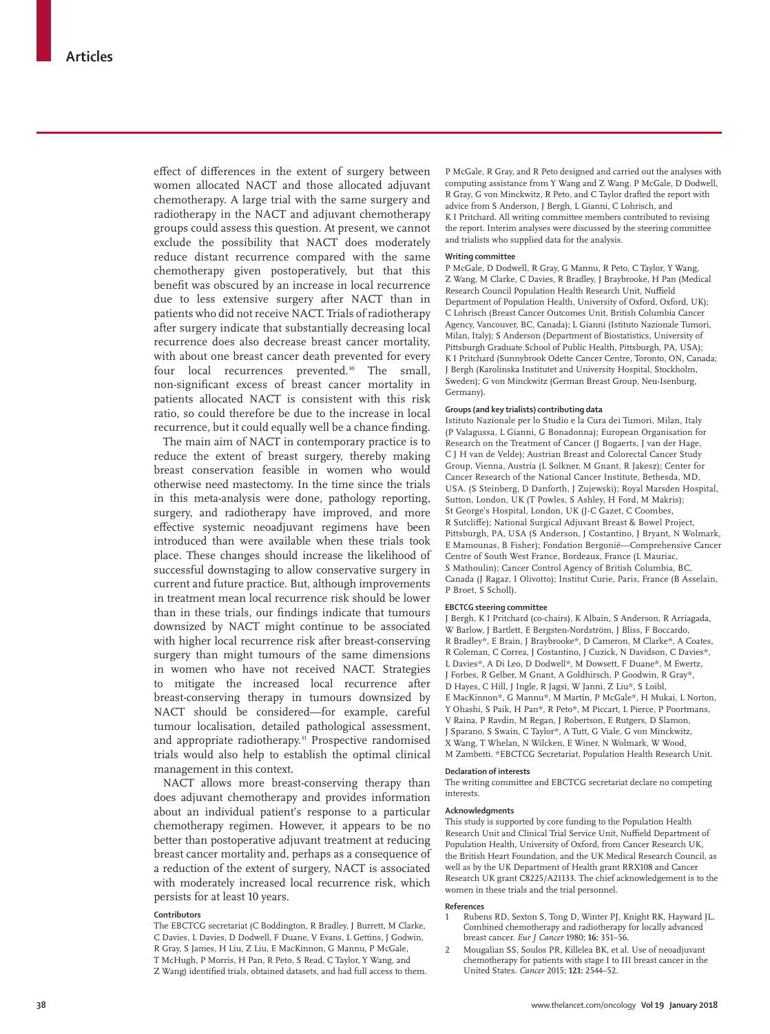effect of differences in the extent of surgery between women allocated NACT and those allocated adjuvant chemotherapy. A large trial with the same surgery and radiotherapy in the NACT and adjuvant chemotherapy groups could assess this question. At present, we cannot exclude the possibility that NACT does moderately reduce distant recurrence compared with the same chemotherapy given postoperatively, but that this benefit was obscured by an increase in local recurrence due to less extensive surgery after NACT than in patients who did not receive NACT. Trials of radiotherapy after surgery indicate that substantially decreasing local recurrence does also decrease breast cancer mortality, with about one breast cancer death prevented for every four local recurrences prevented.[30] The small, non-significant excess of breast cancer mortality in patients allocated NACT is consistent with this risk ratio, so could therefore be due to the increase in local recurrence, but it could equally well be a chance finding.

The main aim of NACT in contemporary practice is to reduce the extent of breast surgery, thereby making breast conservation feasible in women who would otherwise need mastectomy. In the time since the trials in this meta-analysis were done, pathology reporting, surgery, and radiotherapy have improved, and more effective systemic neoadjuvant regimens have been introduced than were available when these trials took place. These changes should increase the likelihood of successful downstaging to allow conservative surgery in current and future practice. But, although improvements in treatment mean local recurrence risk should be lower than in these trials, our findings indicate that tumours downsized by NACT might continue to be associated with higher local recurrence risk after breast-conserving surgery than might tumours of the same dimensions in women who have not received NACT. Strategies to mitigate the increased local recurrence after breast-conserving therapy in tumours downsized by NACT should be considered—for example, careful tumour localisation, detailed pathological assessment, and appropriate radiotherapy.[31] Prospective randomised trials would also help to establish the optimal clinical management in this context.

NACT allows more breast-conserving therapy than does adjuvant chemotherapy and provides information about an individual patient's response to a particular chemotherapy regimen. However, it appears to be no better than postoperative adjuvant treatment at reducing breast cancer mortality and, perhaps as a consequence of a reduction of the extent of surgery, NACT is associated with moderately increased local recurrence risk, which persists for at least 10 years.

#### Contributors

The EBCTCG secretariat (C Boddington, R Bradley, J Burrett, M Clarke, C Davies, L Davies, D Dodwell, F Duane, V Evans, L Gettins, J Godwin, R Gray, S James, H Liu, Z Liu, E MacKinnon, G Mannu, P McGale, T McHugh, P Morris, H Pan, R Peto, S Read, C Taylor, Y Wang, and Z Wang) identified trials, obtained datasets, and had full access to them. P McGale, R Gray, and R Peto designed and carried out the analyses with computing assistance from Y Wang and Z Wang. P McGale, D Dodwell, R Gray, G von Minckwitz, R Peto, and C Taylor drafted the report with advice from S Anderson, J Bergh, L Gianni, C Lohrisch, and K I Pritchard. All writing committee members contributed to revising the report. Interim analyses were discussed by the steering committee and trialists who supplied data for the analysis.

#### Writing committee

P McGale, D Dodwell, R Gray, G Mannu, R Peto, C Taylor, Y Wang, Z Wang, M Clarke, C Davies, R Bradley, J Braybrooke, H Pan (Medical Research Council Population Health Research Unit, Nuffield Department of Population Health, University of Oxford, Oxford, UK); C Lohrisch (Breast Cancer Outcomes Unit, British Columbia Cancer Agency, Vancouver, BC, Canada); L Gianni (Istituto Nazionale Tumori, Milan, Italy); S Anderson (Department of Biostatistics, University of Pittsburgh Graduate School of Public Health, Pittsburgh, PA, USA); K I Pritchard (Sunnybrook Odette Cancer Centre, Toronto, ON, Canada; J Bergh (Karolinska Institutet and University Hospital, Stockholm, Sweden); G von Minckwitz (German Breast Group, Neu-Isenburg, Germany).

#### Groups (and key trialists) contributing data

Istituto Nazionale per lo Studio e la Cura dei Tumori, Milan, Italy (P Valagussa, L Gianni, G Bonadonna); European Organisation for Research on the Treatment of Cancer (J Bogaerts, J van der Hage, C J H van de Velde); Austrian Breast and Colorectal Cancer Study Group, Vienna, Austria (L Solkner, M Gnant, R Jakesz); Center for Cancer Research of the National Cancer Institute, Bethesda, MD, USA. (S Steinberg, D Danforth, J Zujewski); Royal Marsden Hospital, Sutton, London, UK (T Powles, S Ashley, H Ford, M Makris); St George's Hospital, London, UK (J-C Gazet, C Coombes, R Sutcliffe); National Surgical Adjuvant Breast & Bowel Project, Pittsburgh, PA, USA (S Anderson, J Costantino, J Bryant, N Wolmark, E Mamounas, B Fisher); Fondation Bergonié—Comprehensive Cancer Centre of South West France, Bordeaux, France (L Mauriac, S Mathoulin); Cancer Control Agency of British Columbia, BC, Canada (J Ragaz, I Olivotto); Institut Curie, Paris, France (B Asselain, P Broet, S Scholl).

#### EBCTCG steering committee

J Bergh, K I Pritchard (co-chairs), K Albain, S Anderson, R Arriagada, W Barlow, J Bartlett, E Bergsten-Nordström, J Bliss, F Boccardo, R Bradley*, E Brain, J Braybrooke*, D Cameron, M Clarke*, A Coates, R Coleman, C Correa, J Costantino, J Cuzick, N Davidson, C Davies*, L Davies*, A Di Leo, D Dodwell*, M Dowsett, F Duane*, M Ewertz, J Forbes, R Gelber, M Gnant, A Goldhirsch, P Goodwin, R Gray*, D Hayes, C Hill, J Ingle, R Jagsi, W Janni, Z Liu*, S Loibl, E MacKinnon*, G Mannu*, M Martín, P McGale*, H Mukai, L Norton, Y Ohashi, S Paik, H Pan*, R Peto*, M Piccart, L Pierce, P Poortmans, V Raina, P Ravdin, M Regan, J Robertson, E Rutgers, D Slamon, J Sparano, S Swain, C Taylor*, A Tutt, G Viale, G von Minckwitz, X Wang, T Whelan, N Wilcken, E Winer, N Wolmark, W Wood, M Zambetti. *EBCTCG Secretariat, Population Health Research Unit.

#### Declaration of interests

The writing committee and EBCTCG secretariat declare no competing interests.

#### Acknowledgments

This study is supported by core funding to the Population Health Research Unit and Clinical Trial Service Unit, Nuffield Department of Population Health, University of Oxford, from Cancer Research UK, the British Heart Foundation, and the UK Medical Research Council, as well as by the UK Department of Health grant RRX108 and Cancer Research UK grant C8225/A21133. The chief acknowledgement is to the women in these trials and the trial personnel.

#### References

1. Rubens RD, Sexton S, Tong D, Winter PJ, Knight RK, Hayward JL. Combined chemotherapy and radiotherapy for locally advanced breast cancer. *Eur J Cancer* 1980; **16:** 351–56.
2. Mougalian SS, Soulos PR, Killelea BK, et al. Use of neoadjuvant chemotherapy for patients with stage I to III breast cancer in the United States. *Cancer* 2015; **121:** 2544–52.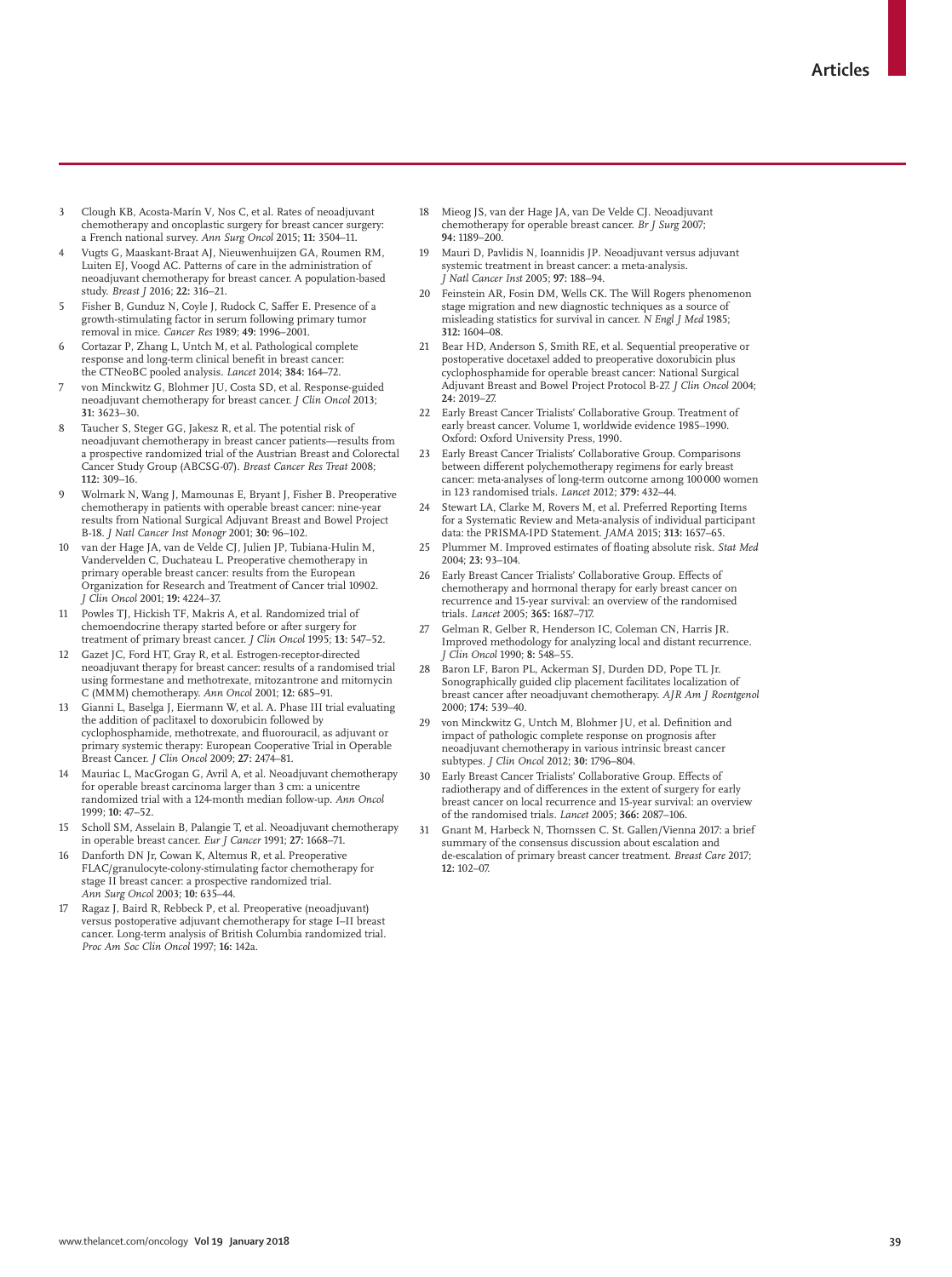3. Clough KB, Acosta-Marín V, Nos C, et al. Rates of neoadjuvant chemotherapy and oncoplastic surgery for breast cancer surgery: a French national survey. *Ann Surg Oncol* 2015; **11:** 3504–11.
4. Vugts G, Maaskant-Braat AJ, Nieuwenhuijzen GA, Roumen RM, Luiten EJ, Voogd AC. Patterns of care in the administration of neoadjuvant chemotherapy for breast cancer. A population-based study. *Breast J* 2016; **22:** 316–21.
5. Fisher B, Gunduz N, Coyle J, Rudock C, Saffer E. Presence of a growth-stimulating factor in serum following primary tumor removal in mice. *Cancer Res* 1989; **49:** 1996–2001.
6. Cortazar P, Zhang L, Untch M, et al. Pathological complete response and long-term clinical benefit in breast cancer: the CTNeoBC pooled analysis. *Lancet* 2014; **384:** 164–72.
7. von Minckwitz G, Blohmer JU, Costa SD, et al. Response-guided neoadjuvant chemotherapy for breast cancer. *J Clin Oncol* 2013; **31:** 3623–30.
8. Taucher S, Steger GG, Jakesz R, et al. The potential risk of neoadjuvant chemotherapy in breast cancer patients—results from a prospective randomized trial of the Austrian Breast and Colorectal Cancer Study Group (ABCSG-07). *Breast Cancer Res Treat* 2008; **112:** 309–16.
9. Wolmark N, Wang J, Mamounas E, Bryant J, Fisher B. Preoperative chemotherapy in patients with operable breast cancer: nine-year results from National Surgical Adjuvant Breast and Bowel Project B-18. *J Natl Cancer Inst Monogr* 2001; **30:** 96–102.
10. van der Hage JA, van de Velde CJ, Julien JP, Tubiana-Hulin M, Vandervelden C, Duchateau L. Preoperative chemotherapy in primary operable breast cancer: results from the European Organization for Research and Treatment of Cancer trial 10902. *J Clin Oncol* 2001; **19:** 4224–37.
11. Powles TJ, Hickish TF, Makris A, et al. Randomized trial of chemoendocrine therapy started before or after surgery for treatment of primary breast cancer. *J Clin Oncol* 1995; **13:** 547–52.
12. Gazet JC, Ford HT, Gray R, et al. Estrogen-receptor-directed neoadjuvant therapy for breast cancer: results of a randomised trial using formestane and methotrexate, mitozantrone and mitomycin C (MMM) chemotherapy. *Ann Oncol* 2001; **12:** 685–91.
13. Gianni L, Baselga J, Eiermann W, et al. A. Phase III trial evaluating the addition of paclitaxel to doxorubicin followed by cyclophosphamide, methotrexate, and fluorouracil, as adjuvant or primary systemic therapy: European Cooperative Trial in Operable Breast Cancer. *J Clin Oncol* 2009; **27:** 2474–81.
14. Mauriac L, MacGrogan G, Avril A, et al. Neoadjuvant chemotherapy for operable breast carcinoma larger than 3 cm: a unicentre randomized trial with a 124-month median follow-up. *Ann Oncol* 1999; **10:** 47–52.
15. Scholl SM, Asselain B, Palangie T, et al. Neoadjuvant chemotherapy in operable breast cancer. *Eur J Cancer* 1991; **27:** 1668–71.
16. Danforth DN Jr, Cowan K, Altemus R, et al. Preoperative FLAC/granulocyte-colony-stimulating factor chemotherapy for stage II breast cancer: a prospective randomized trial. *Ann Surg Oncol* 2003; **10:** 635–44.
17. Ragaz J, Baird R, Rebbeck P, et al. Preoperative (neoadjuvant) versus postoperative adjuvant chemotherapy for stage I–II breast cancer. Long-term analysis of British Columbia randomized trial. *Proc Am Soc Clin Oncol* 1997; **16:** 142a.
18. Mieog JS, van der Hage JA, van De Velde CJ. Neoadjuvant chemotherapy for operable breast cancer. *Br J Surg* 2007; **94:** 1189–200.
19. Mauri D, Pavlidis N, Ioannidis JP. Neoadjuvant versus adjuvant systemic treatment in breast cancer: a meta-analysis. *J Natl Cancer Inst* 2005; **97:** 188–94.
20. Feinstein AR, Fosin DM, Wells CK. The Will Rogers phenomenon stage migration and new diagnostic techniques as a source of misleading statistics for survival in cancer. *N Engl J Med* 1985; **312:** 1604–08.
21. Bear HD, Anderson S, Smith RE, et al. Sequential preoperative or postoperative docetaxel added to preoperative doxorubicin plus cyclophosphamide for operable breast cancer: National Surgical Adjuvant Breast and Bowel Project Protocol B-27. *J Clin Oncol* 2004; **24:** 2019–27.
22. Early Breast Cancer Trialists' Collaborative Group. Treatment of early breast cancer. Volume 1, worldwide evidence 1985–1990. Oxford: Oxford University Press, 1990.
23. Early Breast Cancer Trialists' Collaborative Group. Comparisons between different polychemotherapy regimens for early breast cancer: meta-analyses of long-term outcome among 100 000 women in 123 randomised trials. *Lancet* 2012; **379:** 432–44.
24. Stewart LA, Clarke M, Rovers M, et al. Preferred Reporting Items for a Systematic Review and Meta-analysis of individual participant data: the PRISMA-IPD Statement. *JAMA* 2015; **313:** 1657–65.
25. Plummer M. Improved estimates of floating absolute risk. *Stat Med* 2004; **23:** 93–104.
26. Early Breast Cancer Trialists' Collaborative Group. Effects of chemotherapy and hormonal therapy for early breast cancer on recurrence and 15-year survival: an overview of the randomised trials. *Lancet* 2005; **365:** 1687–717.
27. Gelman R, Gelber R, Henderson IC, Coleman CN, Harris JR. Improved methodology for analyzing local and distant recurrence. *J Clin Oncol* 1990; **8:** 548–55.
28. Baron LF, Baron PL, Ackerman SJ, Durden DD, Pope TL Jr. Sonographically guided clip placement facilitates localization of breast cancer after neoadjuvant chemotherapy. *AJR Am J Roentgenol* 2000; **174:** 539–40.
29. von Minckwitz G, Untch M, Blohmer JU, et al. Definition and impact of pathologic complete response on prognosis after neoadjuvant chemotherapy in various intrinsic breast cancer subtypes. *J Clin Oncol* 2012; **30:** 1796–804.
30. Early Breast Cancer Trialists' Collaborative Group. Effects of radiotherapy and of differences in the extent of surgery for early breast cancer on local recurrence and 15-year survival: an overview of the randomised trials. *Lancet* 2005; **366:** 2087–106.
31. Gnant M, Harbeck N, Thomssen C. St. Gallen/Vienna 2017: a brief summary of the consensus discussion about escalation and de-escalation of primary breast cancer treatment. *Breast Care* 2017; **12:** 102–07.